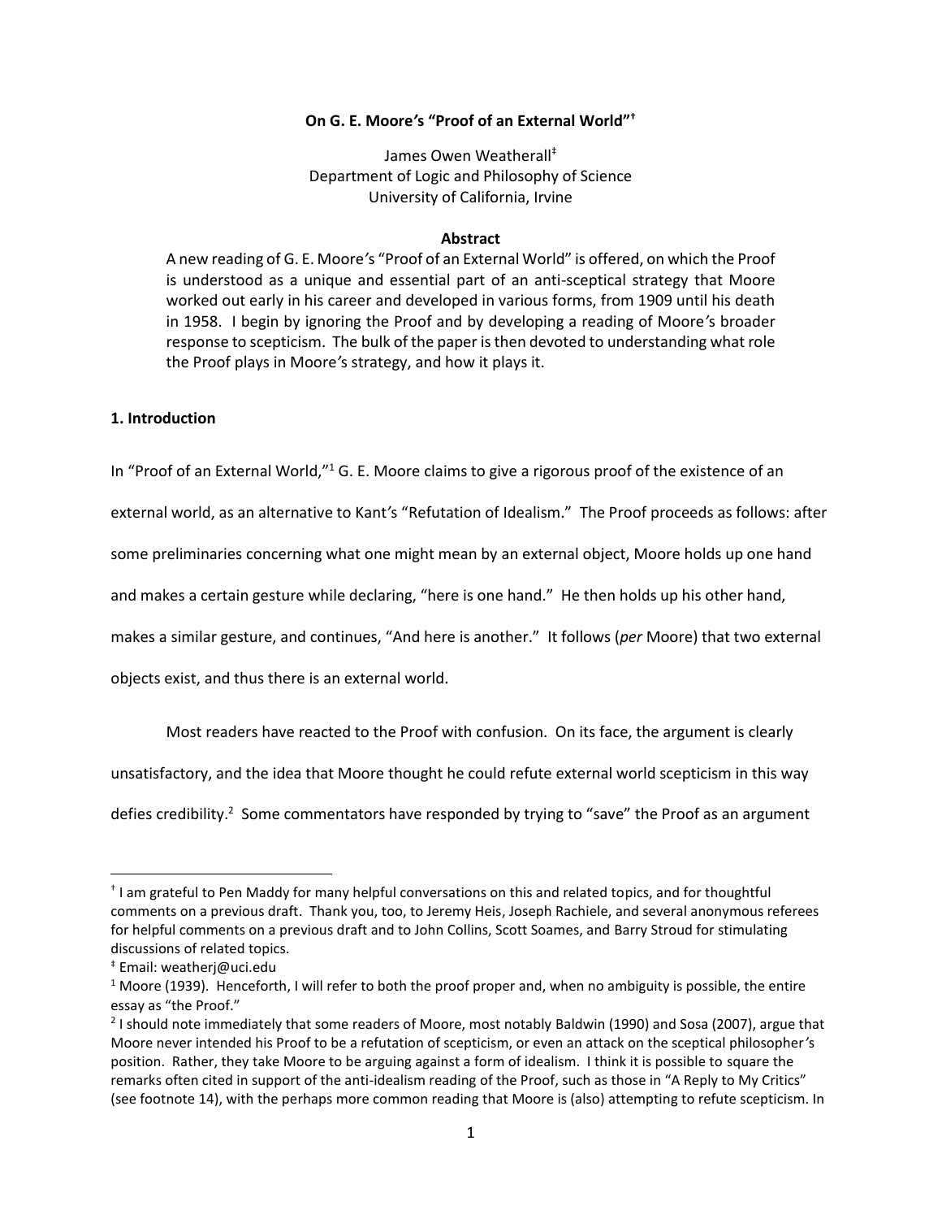**On G. E. Moore's "Proof of an External World"[†]**

James Owen Weatherall[‡]
Department of Logic and Philosophy of Science
University of California, Irvine

**Abstract**

A new reading of G. E. Moore's "Proof of an External World" is offered, on which the Proof is understood as a unique and essential part of an anti-sceptical strategy that Moore worked out early in his career and developed in various forms, from 1909 until his death in 1958. I begin by ignoring the Proof and by developing a reading of Moore's broader response to scepticism. The bulk of the paper is then devoted to understanding what role the Proof plays in Moore's strategy, and how it plays it.

## 1. Introduction

In "Proof of an External World,"[1] G. E. Moore claims to give a rigorous proof of the existence of an external world, as an alternative to Kant's "Refutation of Idealism." The Proof proceeds as follows: after some preliminaries concerning what one might mean by an external object, Moore holds up one hand and makes a certain gesture while declaring, "here is one hand." He then holds up his other hand, makes a similar gesture, and continues, "And here is another." It follows (*per* Moore) that two external objects exist, and thus there is an external world.

Most readers have reacted to the Proof with confusion. On its face, the argument is clearly unsatisfactory, and the idea that Moore thought he could refute external world scepticism in this way defies credibility.[2] Some commentators have responded by trying to "save" the Proof as an argument

---

[†] I am grateful to Pen Maddy for many helpful conversations on this and related topics, and for thoughtful comments on a previous draft. Thank you, too, to Jeremy Heis, Joseph Rachiele, and several anonymous referees for helpful comments on a previous draft and to John Collins, Scott Soames, and Barry Stroud for stimulating discussions of related topics.

[‡] Email: weatherj@uci.edu

[1] Moore (1939). Henceforth, I will refer to both the proof proper and, when no ambiguity is possible, the entire essay as "the Proof."

[2] I should note immediately that some readers of Moore, most notably Baldwin (1990) and Sosa (2007), argue that Moore never intended his Proof to be a refutation of scepticism, or even an attack on the sceptical philosopher's position. Rather, they take Moore to be arguing against a form of idealism. I think it is possible to square the remarks often cited in support of the anti-idealism reading of the Proof, such as those in "A Reply to My Critics" (see footnote 14), with the perhaps more common reading that Moore is (also) attempting to refute scepticism. In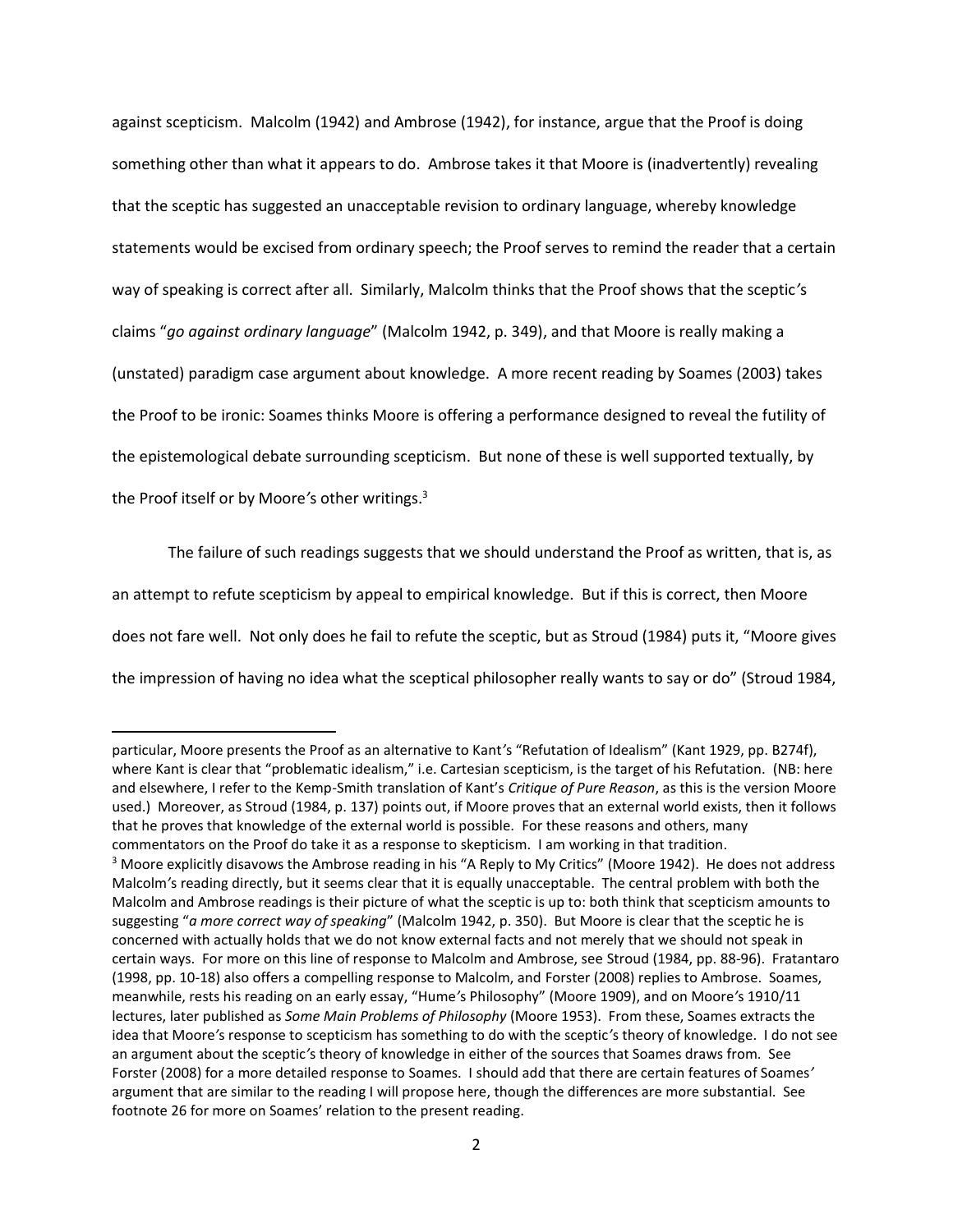against scepticism. Malcolm (1942) and Ambrose (1942), for instance, argue that the Proof is doing something other than what it appears to do. Ambrose takes it that Moore is (inadvertently) revealing that the sceptic has suggested an unacceptable revision to ordinary language, whereby knowledge statements would be excised from ordinary speech; the Proof serves to remind the reader that a certain way of speaking is correct after all. Similarly, Malcolm thinks that the Proof shows that the sceptic's claims "*go against ordinary language*" (Malcolm 1942, p. 349), and that Moore is really making a (unstated) paradigm case argument about knowledge. A more recent reading by Soames (2003) takes the Proof to be ironic: Soames thinks Moore is offering a performance designed to reveal the futility of the epistemological debate surrounding scepticism. But none of these is well supported textually, by the Proof itself or by Moore's other writings.[3]

The failure of such readings suggests that we should understand the Proof as written, that is, as an attempt to refute scepticism by appeal to empirical knowledge. But if this is correct, then Moore does not fare well. Not only does he fail to refute the sceptic, but as Stroud (1984) puts it, "Moore gives the impression of having no idea what the sceptical philosopher really wants to say or do" (Stroud 1984,

---

particular, Moore presents the Proof as an alternative to Kant's "Refutation of Idealism" (Kant 1929, pp. B274f), where Kant is clear that "problematic idealism," i.e. Cartesian scepticism, is the target of his Refutation. (NB: here and elsewhere, I refer to the Kemp-Smith translation of Kant's *Critique of Pure Reason*, as this is the version Moore used.) Moreover, as Stroud (1984, p. 137) points out, if Moore proves that an external world exists, then it follows that he proves that knowledge of the external world is possible. For these reasons and others, many commentators on the Proof do take it as a response to skepticism. I am working in that tradition.

[3] Moore explicitly disavows the Ambrose reading in his "A Reply to My Critics" (Moore 1942). He does not address Malcolm's reading directly, but it seems clear that it is equally unacceptable. The central problem with both the Malcolm and Ambrose readings is their picture of what the sceptic is up to: both think that scepticism amounts to suggesting "*a more correct way of speaking*" (Malcolm 1942, p. 350). But Moore is clear that the sceptic he is concerned with actually holds that we do not know external facts and not merely that we should not speak in certain ways. For more on this line of response to Malcolm and Ambrose, see Stroud (1984, pp. 88-96). Fratantaro (1998, pp. 10-18) also offers a compelling response to Malcolm, and Forster (2008) replies to Ambrose. Soames, meanwhile, rests his reading on an early essay, "Hume's Philosophy" (Moore 1909), and on Moore's 1910/11 lectures, later published as *Some Main Problems of Philosophy* (Moore 1953). From these, Soames extracts the idea that Moore's response to scepticism has something to do with the sceptic's theory of knowledge. I do not see an argument about the sceptic's theory of knowledge in either of the sources that Soames draws from. See Forster (2008) for a more detailed response to Soames. I should add that there are certain features of Soames' argument that are similar to the reading I will propose here, though the differences are more substantial. See footnote 26 for more on Soames' relation to the present reading.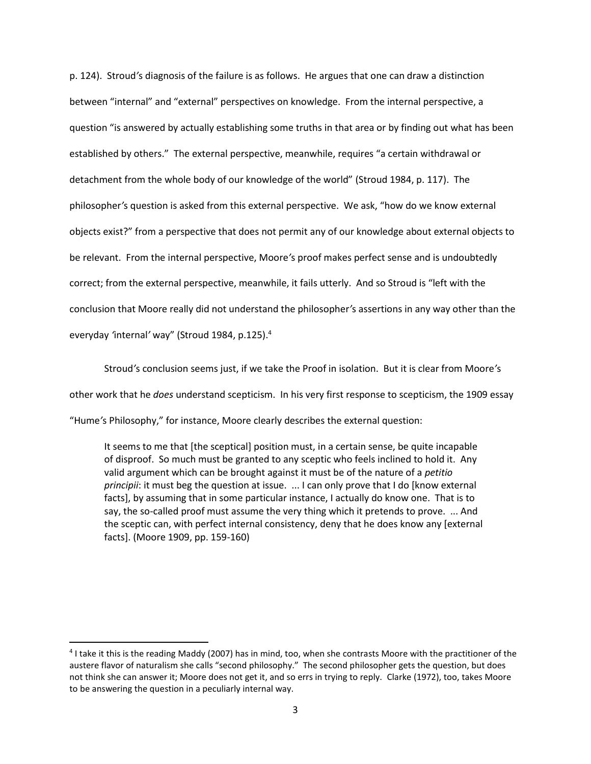p. 124). Stroud's diagnosis of the failure is as follows. He argues that one can draw a distinction between "internal" and "external" perspectives on knowledge. From the internal perspective, a question "is answered by actually establishing some truths in that area or by finding out what has been established by others." The external perspective, meanwhile, requires "a certain withdrawal or detachment from the whole body of our knowledge of the world" (Stroud 1984, p. 117). The philosopher's question is asked from this external perspective. We ask, "how do we know external objects exist?" from a perspective that does not permit any of our knowledge about external objects to be relevant. From the internal perspective, Moore's proof makes perfect sense and is undoubtedly correct; from the external perspective, meanwhile, it fails utterly. And so Stroud is "left with the conclusion that Moore really did not understand the philosopher's assertions in any way other than the everyday 'internal' way" (Stroud 1984, p.125).[4]

Stroud's conclusion seems just, if we take the Proof in isolation. But it is clear from Moore's other work that he *does* understand scepticism. In his very first response to scepticism, the 1909 essay "Hume's Philosophy," for instance, Moore clearly describes the external question:

> It seems to me that [the sceptical] position must, in a certain sense, be quite incapable of disproof. So much must be granted to any sceptic who feels inclined to hold it. Any valid argument which can be brought against it must be of the nature of a *petitio principii*: it must beg the question at issue. ... I can only prove that I do [know external facts], by assuming that in some particular instance, I actually do know one. That is to say, the so-called proof must assume the very thing which it pretends to prove. ... And the sceptic can, with perfect internal consistency, deny that he does know any [external facts]. (Moore 1909, pp. 159-160)

[4] I take it this is the reading Maddy (2007) has in mind, too, when she contrasts Moore with the practitioner of the austere flavor of naturalism she calls "second philosophy." The second philosopher gets the question, but does not think she can answer it; Moore does not get it, and so errs in trying to reply. Clarke (1972), too, takes Moore to be answering the question in a peculiarly internal way.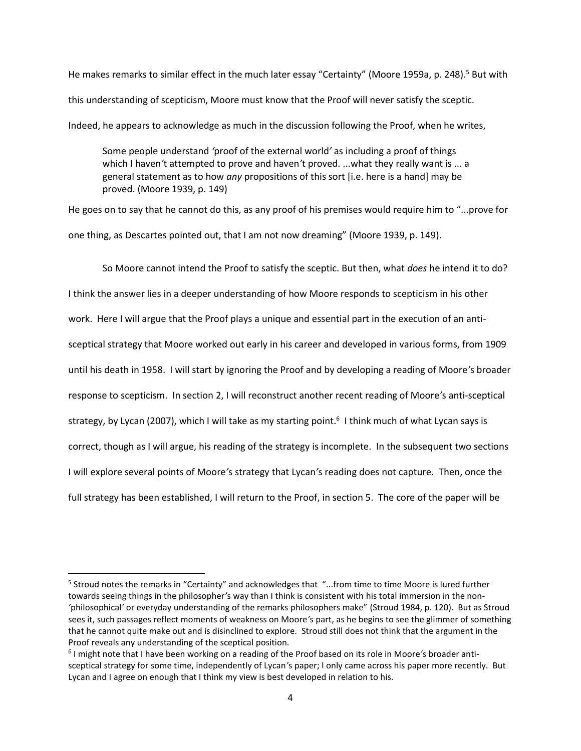He makes remarks to similar effect in the much later essay "Certainty" (Moore 1959a, p. 248).[5] But with this understanding of scepticism, Moore must know that the Proof will never satisfy the sceptic. Indeed, he appears to acknowledge as much in the discussion following the Proof, when he writes,

> Some people understand 'proof of the external world' as including a proof of things which I haven't attempted to prove and haven't proved. ...what they really want is ... a general statement as to how *any* propositions of this sort [i.e. here is a hand] may be proved. (Moore 1939, p. 149)

He goes on to say that he cannot do this, as any proof of his premises would require him to "...prove for one thing, as Descartes pointed out, that I am not now dreaming" (Moore 1939, p. 149).

So Moore cannot intend the Proof to satisfy the sceptic. But then, what *does* he intend it to do? I think the answer lies in a deeper understanding of how Moore responds to scepticism in his other work. Here I will argue that the Proof plays a unique and essential part in the execution of an anti-sceptical strategy that Moore worked out early in his career and developed in various forms, from 1909 until his death in 1958. I will start by ignoring the Proof and by developing a reading of Moore's broader response to scepticism. In section 2, I will reconstruct another recent reading of Moore's anti-sceptical strategy, by Lycan (2007), which I will take as my starting point.[6] I think much of what Lycan says is correct, though as I will argue, his reading of the strategy is incomplete. In the subsequent two sections I will explore several points of Moore's strategy that Lycan's reading does not capture. Then, once the full strategy has been established, I will return to the Proof, in section 5. The core of the paper will be

---

[5] Stroud notes the remarks in "Certainty" and acknowledges that "...from time to time Moore is lured further towards seeing things in the philosopher's way than I think is consistent with his total immersion in the non-'philosophical' or everyday understanding of the remarks philosophers make" (Stroud 1984, p. 120). But as Stroud sees it, such passages reflect moments of weakness on Moore's part, as he begins to see the glimmer of something that he cannot quite make out and is disinclined to explore. Stroud still does not think that the argument in the Proof reveals any understanding of the sceptical position.

[6] I might note that I have been working on a reading of the Proof based on its role in Moore's broader anti-sceptical strategy for some time, independently of Lycan's paper; I only came across his paper more recently. But Lycan and I agree on enough that I think my view is best developed in relation to his.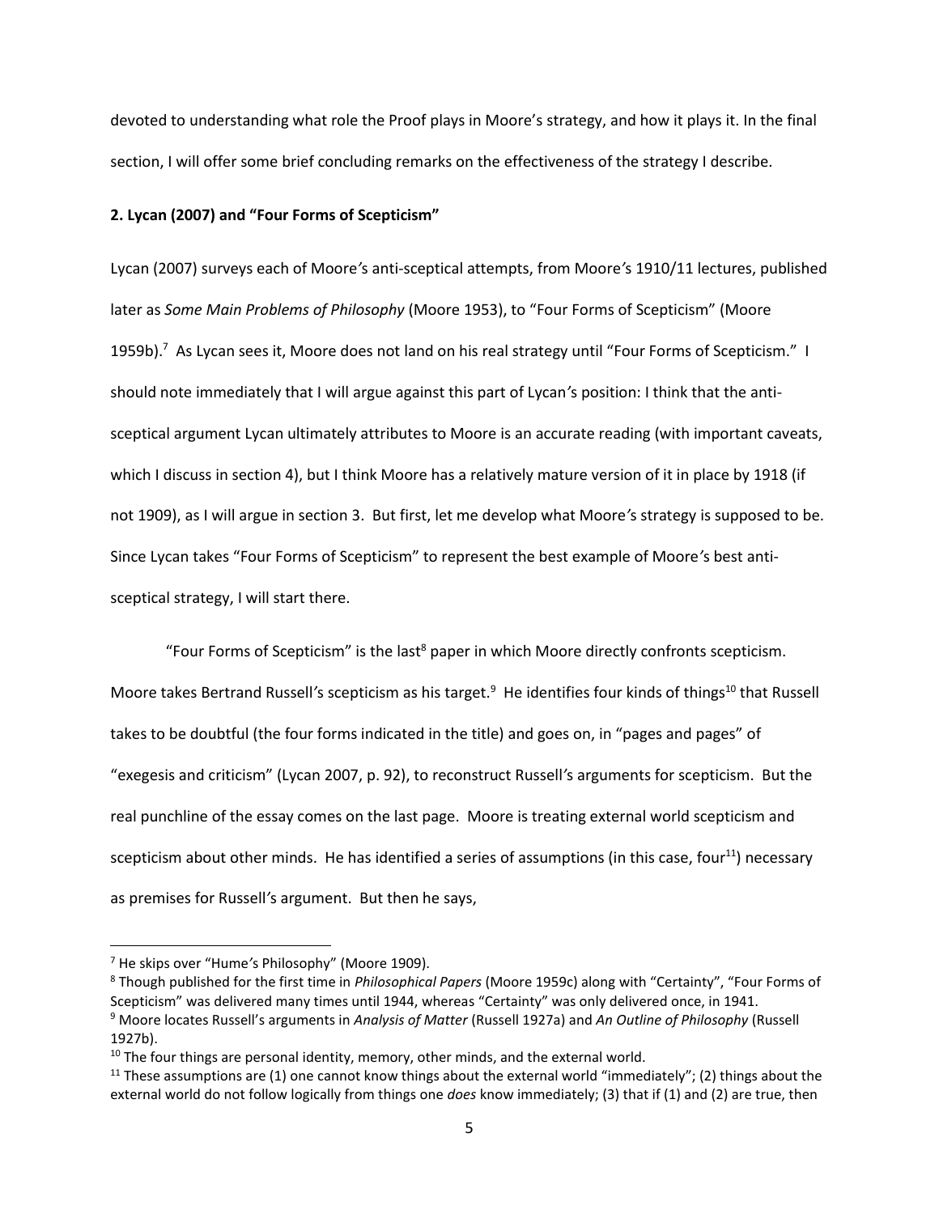devoted to understanding what role the Proof plays in Moore's strategy, and how it plays it. In the final section, I will offer some brief concluding remarks on the effectiveness of the strategy I describe.

## 2. Lycan (2007) and "Four Forms of Scepticism"

Lycan (2007) surveys each of Moore's anti-sceptical attempts, from Moore's 1910/11 lectures, published later as *Some Main Problems of Philosophy* (Moore 1953), to "Four Forms of Scepticism" (Moore 1959b).[7] As Lycan sees it, Moore does not land on his real strategy until "Four Forms of Scepticism." I should note immediately that I will argue against this part of Lycan's position: I think that the anti-sceptical argument Lycan ultimately attributes to Moore is an accurate reading (with important caveats, which I discuss in section 4), but I think Moore has a relatively mature version of it in place by 1918 (if not 1909), as I will argue in section 3. But first, let me develop what Moore's strategy is supposed to be. Since Lycan takes "Four Forms of Scepticism" to represent the best example of Moore's best anti-sceptical strategy, I will start there.

"Four Forms of Scepticism" is the last[8] paper in which Moore directly confronts scepticism. Moore takes Bertrand Russell's scepticism as his target.[9] He identifies four kinds of things[10] that Russell takes to be doubtful (the four forms indicated in the title) and goes on, in "pages and pages" of "exegesis and criticism" (Lycan 2007, p. 92), to reconstruct Russell's arguments for scepticism. But the real punchline of the essay comes on the last page. Moore is treating external world scepticism and scepticism about other minds. He has identified a series of assumptions (in this case, four[11]) necessary as premises for Russell's argument. But then he says,

---

[7] He skips over "Hume's Philosophy" (Moore 1909).

[8] Though published for the first time in *Philosophical Papers* (Moore 1959c) along with "Certainty", "Four Forms of Scepticism" was delivered many times until 1944, whereas "Certainty" was only delivered once, in 1941.

[9] Moore locates Russell's arguments in *Analysis of Matter* (Russell 1927a) and *An Outline of Philosophy* (Russell 1927b).

[10] The four things are personal identity, memory, other minds, and the external world.

[11] These assumptions are (1) one cannot know things about the external world "immediately"; (2) things about the external world do not follow logically from things one *does* know immediately; (3) that if (1) and (2) are true, then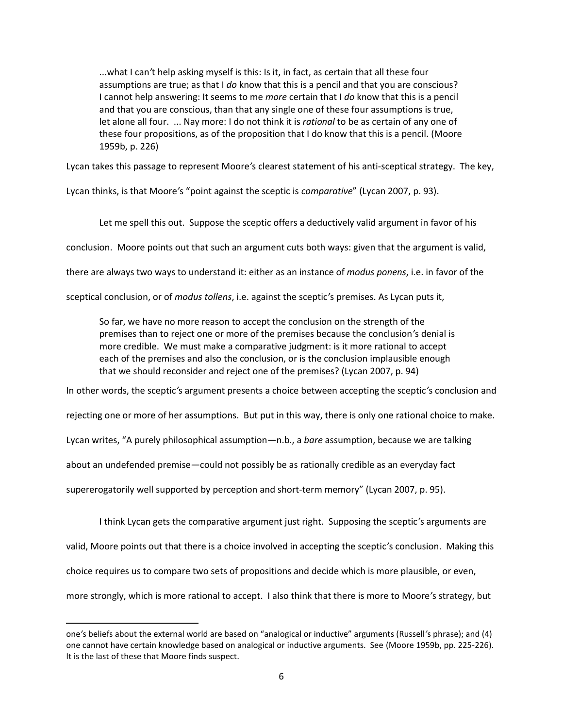> ...what I can't help asking myself is this: Is it, in fact, as certain that all these four assumptions are true; as that I *do* know that this is a pencil and that you are conscious? I cannot help answering: It seems to me *more* certain that I *do* know that this is a pencil and that you are conscious, than that any single one of these four assumptions is true, let alone all four. ... Nay more: I do not think it is *rational* to be as certain of any one of these four propositions, as of the proposition that I do know that this is a pencil. (Moore 1959b, p. 226)

Lycan takes this passage to represent Moore's clearest statement of his anti-sceptical strategy. The key, Lycan thinks, is that Moore's "point against the sceptic is *comparative*" (Lycan 2007, p. 93).

Let me spell this out. Suppose the sceptic offers a deductively valid argument in favor of his conclusion. Moore points out that such an argument cuts both ways: given that the argument is valid, there are always two ways to understand it: either as an instance of *modus ponens*, i.e. in favor of the sceptical conclusion, or of *modus tollens*, i.e. against the sceptic's premises. As Lycan puts it,

> So far, we have no more reason to accept the conclusion on the strength of the premises than to reject one or more of the premises because the conclusion's denial is more credible. We must make a comparative judgment: is it more rational to accept each of the premises and also the conclusion, or is the conclusion implausible enough that we should reconsider and reject one of the premises? (Lycan 2007, p. 94)

In other words, the sceptic's argument presents a choice between accepting the sceptic's conclusion and rejecting one or more of her assumptions. But put in this way, there is only one rational choice to make. Lycan writes, "A purely philosophical assumption—n.b., a *bare* assumption, because we are talking about an undefended premise—could not possibly be as rationally credible as an everyday fact supererogatorily well supported by perception and short-term memory" (Lycan 2007, p. 95).

I think Lycan gets the comparative argument just right. Supposing the sceptic's arguments are valid, Moore points out that there is a choice involved in accepting the sceptic's conclusion. Making this choice requires us to compare two sets of propositions and decide which is more plausible, or even, more strongly, which is more rational to accept. I also think that there is more to Moore's strategy, but

one's beliefs about the external world are based on "analogical or inductive" arguments (Russell's phrase); and (4) one cannot have certain knowledge based on analogical or inductive arguments. See (Moore 1959b, pp. 225-226). It is the last of these that Moore finds suspect.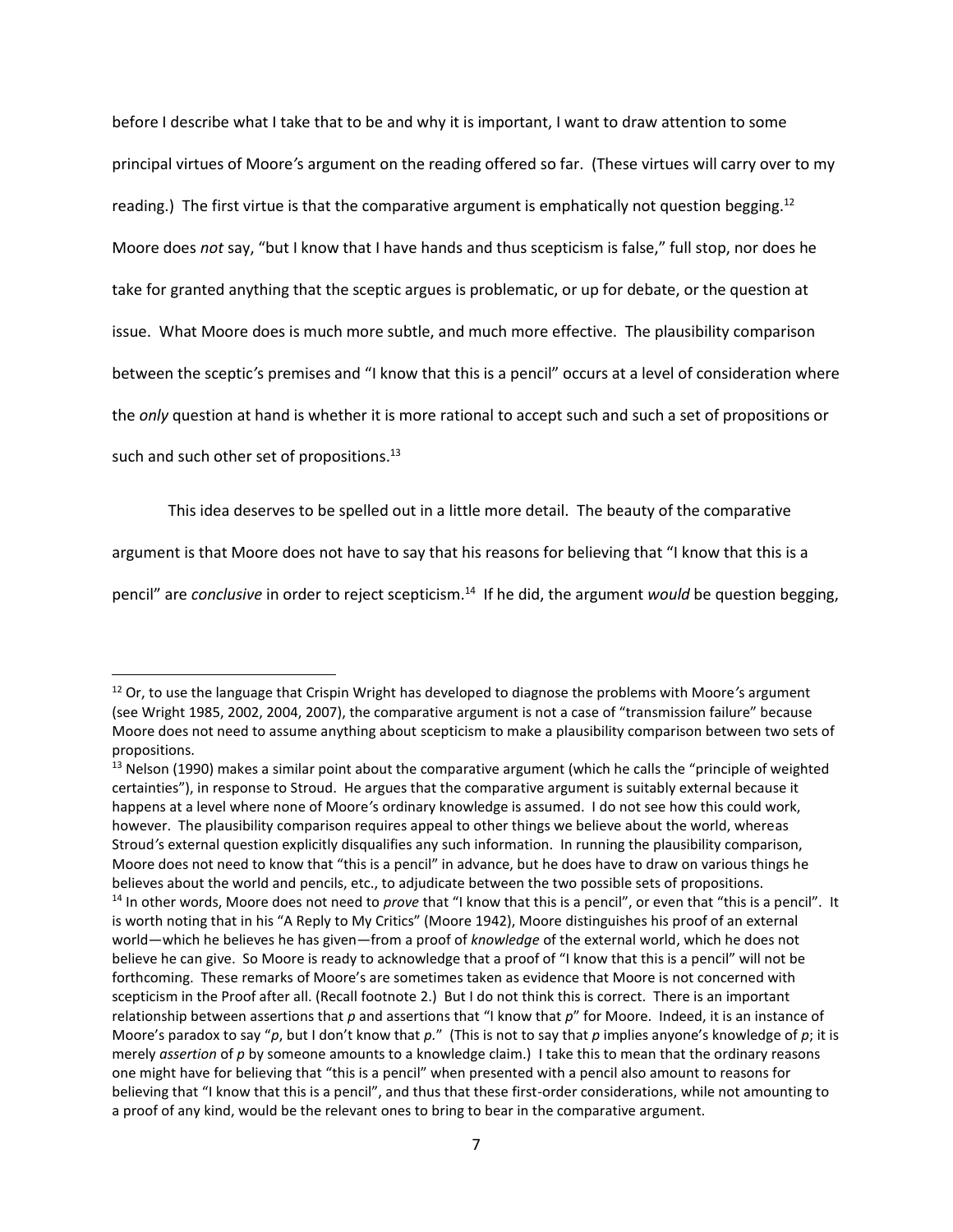before I describe what I take that to be and why it is important, I want to draw attention to some principal virtues of Moore's argument on the reading offered so far. (These virtues will carry over to my reading.) The first virtue is that the comparative argument is emphatically not question begging.[12] Moore does *not* say, "but I know that I have hands and thus scepticism is false," full stop, nor does he take for granted anything that the sceptic argues is problematic, or up for debate, or the question at issue. What Moore does is much more subtle, and much more effective. The plausibility comparison between the sceptic's premises and "I know that this is a pencil" occurs at a level of consideration where the *only* question at hand is whether it is more rational to accept such and such a set of propositions or such and such other set of propositions.[13]

This idea deserves to be spelled out in a little more detail. The beauty of the comparative argument is that Moore does not have to say that his reasons for believing that "I know that this is a pencil" are *conclusive* in order to reject scepticism.[14] If he did, the argument *would* be question begging,

---

[12] Or, to use the language that Crispin Wright has developed to diagnose the problems with Moore's argument (see Wright 1985, 2002, 2004, 2007), the comparative argument is not a case of "transmission failure" because Moore does not need to assume anything about scepticism to make a plausibility comparison between two sets of propositions.

[13] Nelson (1990) makes a similar point about the comparative argument (which he calls the "principle of weighted certainties"), in response to Stroud. He argues that the comparative argument is suitably external because it happens at a level where none of Moore's ordinary knowledge is assumed. I do not see how this could work, however. The plausibility comparison requires appeal to other things we believe about the world, whereas Stroud's external question explicitly disqualifies any such information. In running the plausibility comparison, Moore does not need to know that "this is a pencil" in advance, but he does have to draw on various things he believes about the world and pencils, etc., to adjudicate between the two possible sets of propositions.

[14] In other words, Moore does not need to *prove* that "I know that this is a pencil", or even that "this is a pencil". It is worth noting that in his "A Reply to My Critics" (Moore 1942), Moore distinguishes his proof of an external world—which he believes he has given—from a proof of *knowledge* of the external world, which he does not believe he can give. So Moore is ready to acknowledge that a proof of "I know that this is a pencil" will not be forthcoming. These remarks of Moore's are sometimes taken as evidence that Moore is not concerned with scepticism in the Proof after all. (Recall footnote 2.) But I do not think this is correct. There is an important relationship between assertions that *p* and assertions that "I know that *p*" for Moore. Indeed, it is an instance of Moore's paradox to say "*p*, but I don't know that *p*." (This is not to say that *p* implies anyone's knowledge of *p*; it is merely *assertion* of *p* by someone amounts to a knowledge claim.) I take this to mean that the ordinary reasons one might have for believing that "this is a pencil" when presented with a pencil also amount to reasons for believing that "I know that this is a pencil", and thus that these first-order considerations, while not amounting to a proof of any kind, would be the relevant ones to bring to bear in the comparative argument.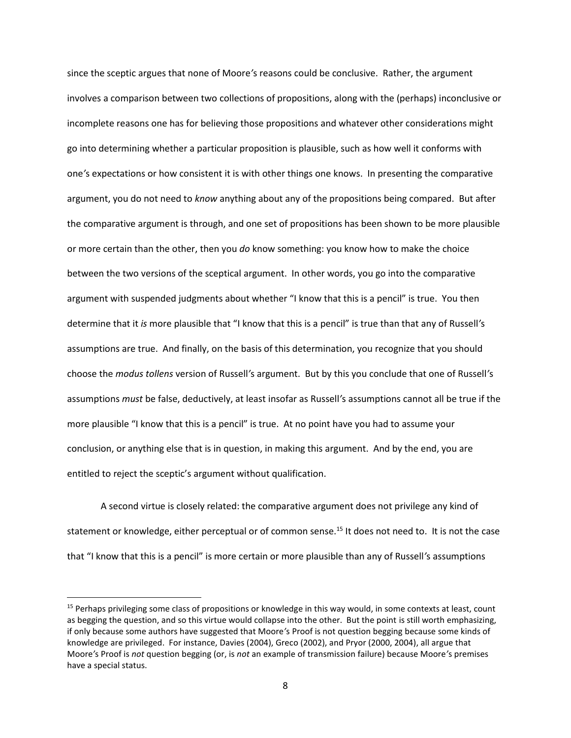since the sceptic argues that none of Moore's reasons could be conclusive. Rather, the argument involves a comparison between two collections of propositions, along with the (perhaps) inconclusive or incomplete reasons one has for believing those propositions and whatever other considerations might go into determining whether a particular proposition is plausible, such as how well it conforms with one's expectations or how consistent it is with other things one knows. In presenting the comparative argument, you do not need to *know* anything about any of the propositions being compared. But after the comparative argument is through, and one set of propositions has been shown to be more plausible or more certain than the other, then you *do* know something: you know how to make the choice between the two versions of the sceptical argument. In other words, you go into the comparative argument with suspended judgments about whether "I know that this is a pencil" is true. You then determine that it *is* more plausible that "I know that this is a pencil" is true than that any of Russell's assumptions are true. And finally, on the basis of this determination, you recognize that you should choose the *modus tollens* version of Russell's argument. But by this you conclude that one of Russell's assumptions *must* be false, deductively, at least insofar as Russell's assumptions cannot all be true if the more plausible "I know that this is a pencil" is true. At no point have you had to assume your conclusion, or anything else that is in question, in making this argument. And by the end, you are entitled to reject the sceptic's argument without qualification.

A second virtue is closely related: the comparative argument does not privilege any kind of statement or knowledge, either perceptual or of common sense.[15] It does not need to. It is not the case that "I know that this is a pencil" is more certain or more plausible than any of Russell's assumptions

[15] Perhaps privileging some class of propositions or knowledge in this way would, in some contexts at least, count as begging the question, and so this virtue would collapse into the other. But the point is still worth emphasizing, if only because some authors have suggested that Moore's Proof is not question begging because some kinds of knowledge are privileged. For instance, Davies (2004), Greco (2002), and Pryor (2000, 2004), all argue that Moore's Proof is *not* question begging (or, is *not* an example of transmission failure) because Moore's premises have a special status.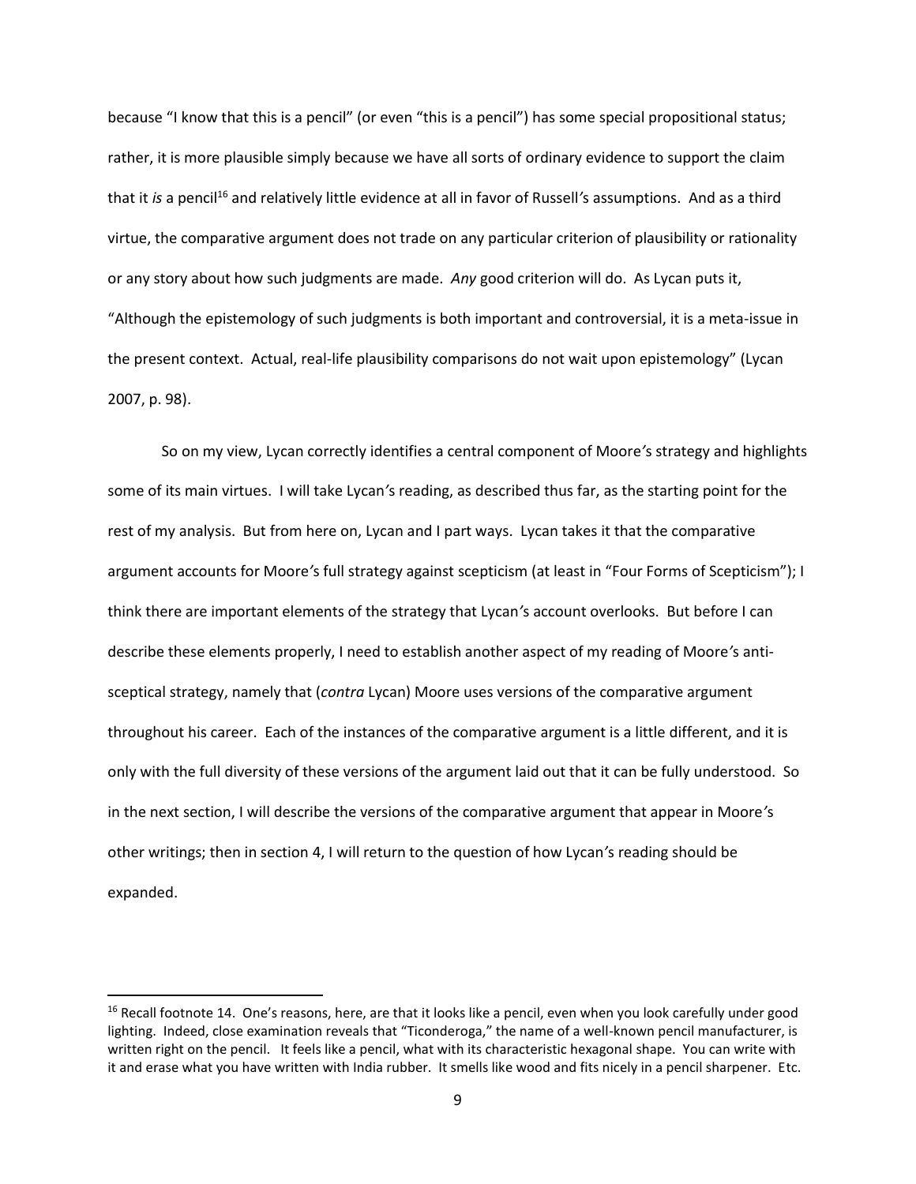because "I know that this is a pencil" (or even "this is a pencil") has some special propositional status; rather, it is more plausible simply because we have all sorts of ordinary evidence to support the claim that it *is* a pencil[16] and relatively little evidence at all in favor of Russell's assumptions. And as a third virtue, the comparative argument does not trade on any particular criterion of plausibility or rationality or any story about how such judgments are made. *Any* good criterion will do. As Lycan puts it, "Although the epistemology of such judgments is both important and controversial, it is a meta-issue in the present context. Actual, real-life plausibility comparisons do not wait upon epistemology" (Lycan 2007, p. 98).

So on my view, Lycan correctly identifies a central component of Moore's strategy and highlights some of its main virtues. I will take Lycan's reading, as described thus far, as the starting point for the rest of my analysis. But from here on, Lycan and I part ways. Lycan takes it that the comparative argument accounts for Moore's full strategy against scepticism (at least in "Four Forms of Scepticism"); I think there are important elements of the strategy that Lycan's account overlooks. But before I can describe these elements properly, I need to establish another aspect of my reading of Moore's anti-sceptical strategy, namely that (*contra* Lycan) Moore uses versions of the comparative argument throughout his career. Each of the instances of the comparative argument is a little different, and it is only with the full diversity of these versions of the argument laid out that it can be fully understood. So in the next section, I will describe the versions of the comparative argument that appear in Moore's other writings; then in section 4, I will return to the question of how Lycan's reading should be expanded.

---

[16] Recall footnote 14. One's reasons, here, are that it looks like a pencil, even when you look carefully under good lighting. Indeed, close examination reveals that "Ticonderoga," the name of a well-known pencil manufacturer, is written right on the pencil. It feels like a pencil, what with its characteristic hexagonal shape. You can write with it and erase what you have written with India rubber. It smells like wood and fits nicely in a pencil sharpener. Etc.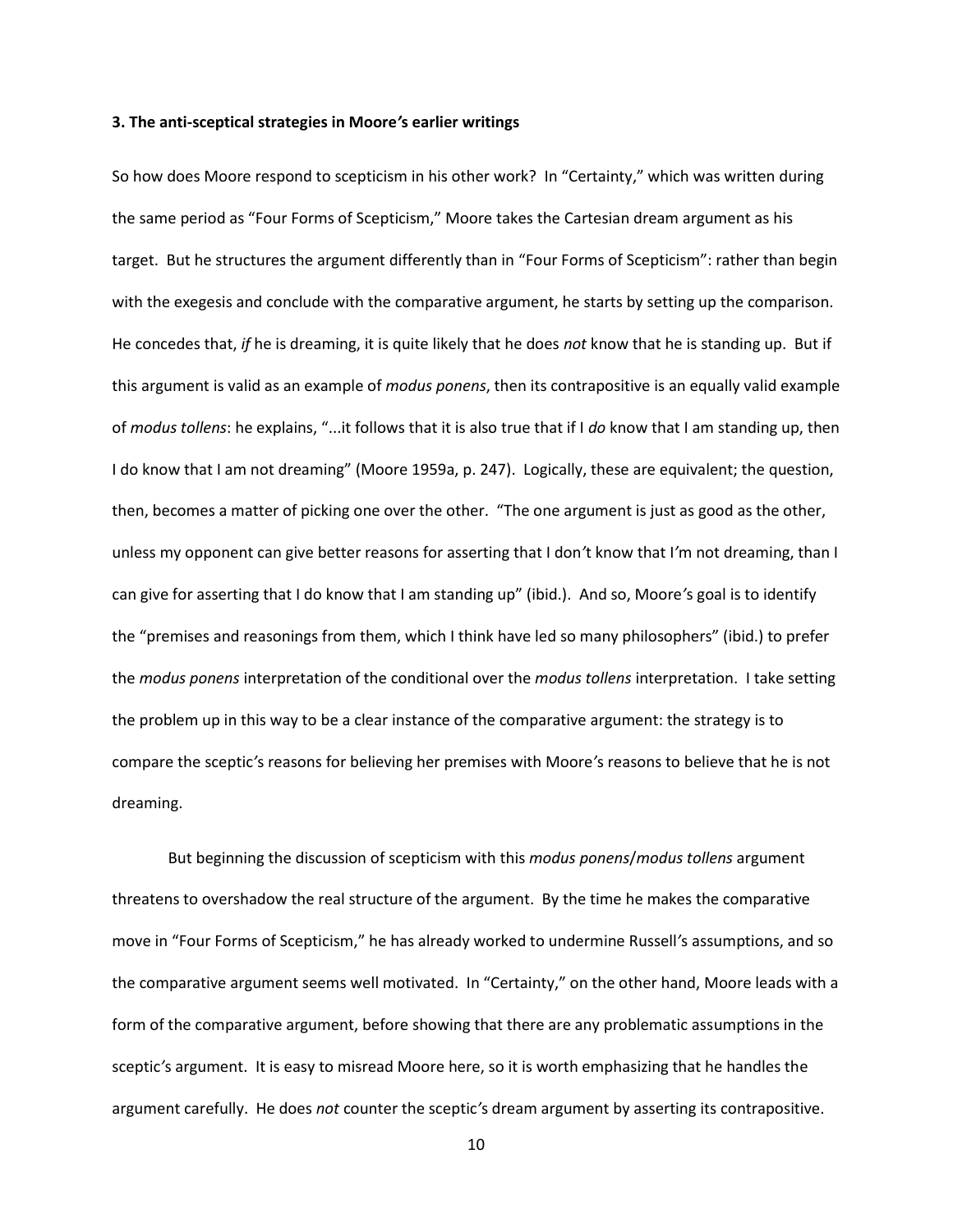### 3. The anti-sceptical strategies in Moore's earlier writings

So how does Moore respond to scepticism in his other work? In "Certainty," which was written during the same period as "Four Forms of Scepticism," Moore takes the Cartesian dream argument as his target. But he structures the argument differently than in "Four Forms of Scepticism": rather than begin with the exegesis and conclude with the comparative argument, he starts by setting up the comparison. He concedes that, *if* he is dreaming, it is quite likely that he does *not* know that he is standing up. But if this argument is valid as an example of *modus ponens*, then its contrapositive is an equally valid example of *modus tollens*: he explains, "...it follows that it is also true that if I *do* know that I am standing up, then I do know that I am not dreaming" (Moore 1959a, p. 247). Logically, these are equivalent; the question, then, becomes a matter of picking one over the other. "The one argument is just as good as the other, unless my opponent can give better reasons for asserting that I don't know that I'm not dreaming, than I can give for asserting that I do know that I am standing up" (ibid.). And so, Moore's goal is to identify the "premises and reasonings from them, which I think have led so many philosophers" (ibid.) to prefer the *modus ponens* interpretation of the conditional over the *modus tollens* interpretation. I take setting the problem up in this way to be a clear instance of the comparative argument: the strategy is to compare the sceptic's reasons for believing her premises with Moore's reasons to believe that he is not dreaming.

But beginning the discussion of scepticism with this *modus ponens*/*modus tollens* argument threatens to overshadow the real structure of the argument. By the time he makes the comparative move in "Four Forms of Scepticism," he has already worked to undermine Russell's assumptions, and so the comparative argument seems well motivated. In "Certainty," on the other hand, Moore leads with a form of the comparative argument, before showing that there are any problematic assumptions in the sceptic's argument. It is easy to misread Moore here, so it is worth emphasizing that he handles the argument carefully. He does *not* counter the sceptic's dream argument by asserting its contrapositive.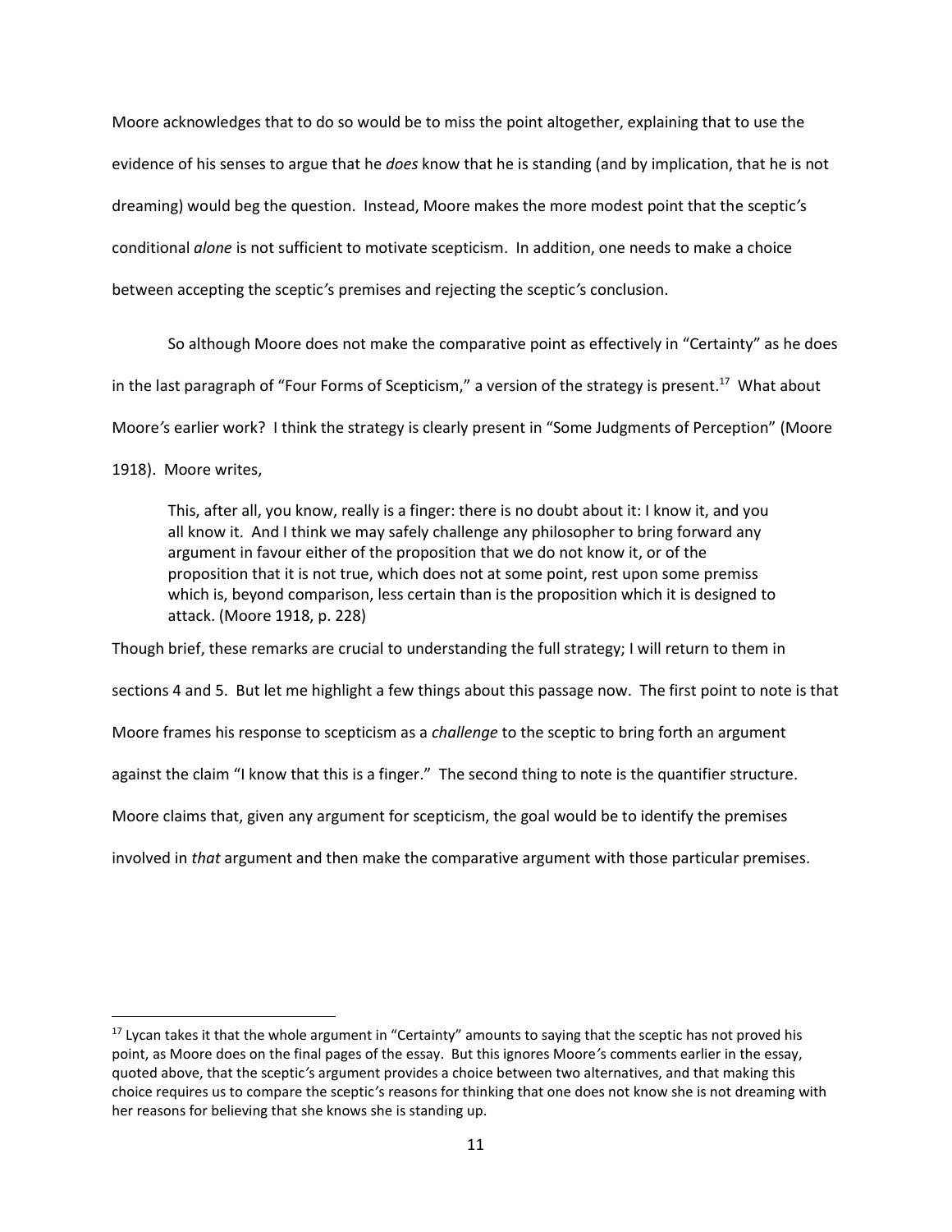Moore acknowledges that to do so would be to miss the point altogether, explaining that to use the evidence of his senses to argue that he *does* know that he is standing (and by implication, that he is not dreaming) would beg the question. Instead, Moore makes the more modest point that the sceptic's conditional *alone* is not sufficient to motivate scepticism. In addition, one needs to make a choice between accepting the sceptic's premises and rejecting the sceptic's conclusion.

So although Moore does not make the comparative point as effectively in "Certainty" as he does in the last paragraph of "Four Forms of Scepticism," a version of the strategy is present.[17] What about Moore's earlier work? I think the strategy is clearly present in "Some Judgments of Perception" (Moore 1918). Moore writes,

> This, after all, you know, really is a finger: there is no doubt about it: I know it, and you all know it. And I think we may safely challenge any philosopher to bring forward any argument in favour either of the proposition that we do not know it, or of the proposition that it is not true, which does not at some point, rest upon some premiss which is, beyond comparison, less certain than is the proposition which it is designed to attack. (Moore 1918, p. 228)

Though brief, these remarks are crucial to understanding the full strategy; I will return to them in sections 4 and 5. But let me highlight a few things about this passage now. The first point to note is that Moore frames his response to scepticism as a *challenge* to the sceptic to bring forth an argument against the claim "I know that this is a finger." The second thing to note is the quantifier structure. Moore claims that, given any argument for scepticism, the goal would be to identify the premises involved in *that* argument and then make the comparative argument with those particular premises.

[17] Lycan takes it that the whole argument in "Certainty" amounts to saying that the sceptic has not proved his point, as Moore does on the final pages of the essay. But this ignores Moore's comments earlier in the essay, quoted above, that the sceptic's argument provides a choice between two alternatives, and that making this choice requires us to compare the sceptic's reasons for thinking that one does not know she is not dreaming with her reasons for believing that she knows she is standing up.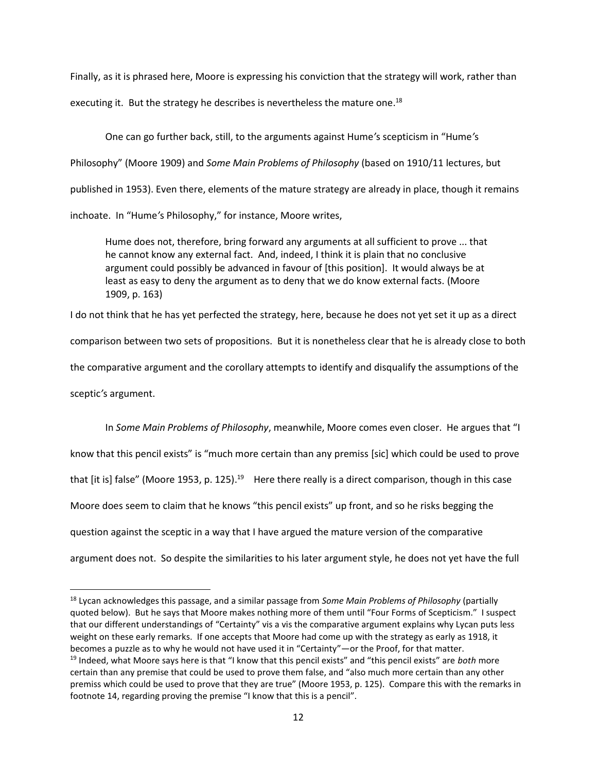Finally, as it is phrased here, Moore is expressing his conviction that the strategy will work, rather than executing it. But the strategy he describes is nevertheless the mature one.[18]

One can go further back, still, to the arguments against Hume's scepticism in "Hume's Philosophy" (Moore 1909) and *Some Main Problems of Philosophy* (based on 1910/11 lectures, but published in 1953). Even there, elements of the mature strategy are already in place, though it remains inchoate. In "Hume's Philosophy," for instance, Moore writes,

> Hume does not, therefore, bring forward any arguments at all sufficient to prove ... that he cannot know any external fact. And, indeed, I think it is plain that no conclusive argument could possibly be advanced in favour of [this position]. It would always be at least as easy to deny the argument as to deny that we do know external facts. (Moore 1909, p. 163)

I do not think that he has yet perfected the strategy, here, because he does not yet set it up as a direct comparison between two sets of propositions. But it is nonetheless clear that he is already close to both the comparative argument and the corollary attempts to identify and disqualify the assumptions of the sceptic's argument.

In *Some Main Problems of Philosophy*, meanwhile, Moore comes even closer. He argues that "I know that this pencil exists" is "much more certain than any premiss [sic] which could be used to prove that [it is] false" (Moore 1953, p. 125).[19] Here there really is a direct comparison, though in this case Moore does seem to claim that he knows "this pencil exists" up front, and so he risks begging the question against the sceptic in a way that I have argued the mature version of the comparative argument does not. So despite the similarities to his later argument style, he does not yet have the full

---

[18] Lycan acknowledges this passage, and a similar passage from *Some Main Problems of Philosophy* (partially quoted below). But he says that Moore makes nothing more of them until "Four Forms of Scepticism." I suspect that our different understandings of "Certainty" vis a vis the comparative argument explains why Lycan puts less weight on these early remarks. If one accepts that Moore had come up with the strategy as early as 1918, it becomes a puzzle as to why he would not have used it in "Certainty"—or the Proof, for that matter.

[19] Indeed, what Moore says here is that "I know that this pencil exists" and "this pencil exists" are *both* more certain than any premise that could be used to prove them false, and "also much more certain than any other premiss which could be used to prove that they are true" (Moore 1953, p. 125). Compare this with the remarks in footnote 14, regarding proving the premise "I know that this is a pencil".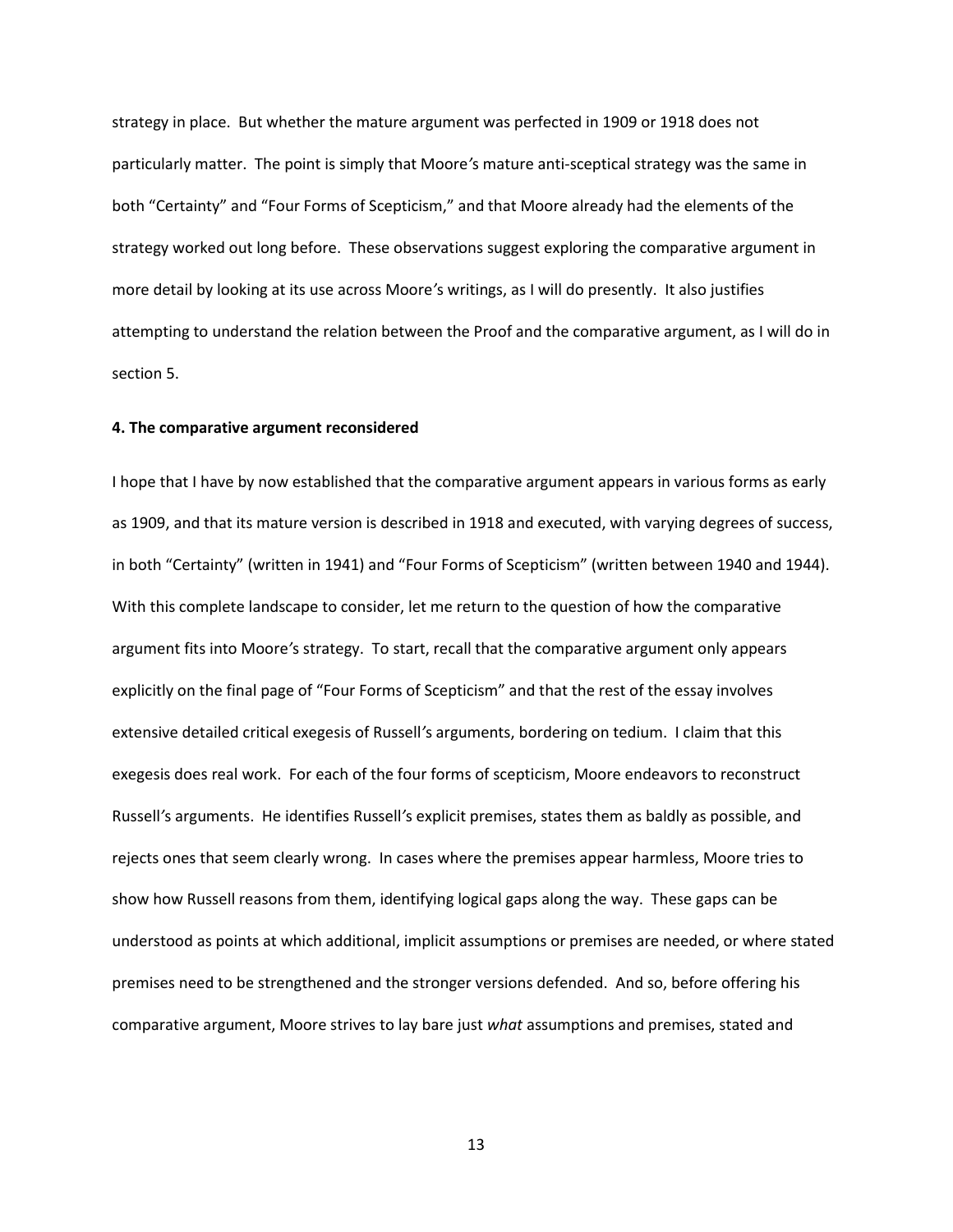strategy in place. But whether the mature argument was perfected in 1909 or 1918 does not particularly matter. The point is simply that Moore's mature anti-sceptical strategy was the same in both "Certainty" and "Four Forms of Scepticism," and that Moore already had the elements of the strategy worked out long before. These observations suggest exploring the comparative argument in more detail by looking at its use across Moore's writings, as I will do presently. It also justifies attempting to understand the relation between the Proof and the comparative argument, as I will do in section 5.

### 4. The comparative argument reconsidered

I hope that I have by now established that the comparative argument appears in various forms as early as 1909, and that its mature version is described in 1918 and executed, with varying degrees of success, in both "Certainty" (written in 1941) and "Four Forms of Scepticism" (written between 1940 and 1944). With this complete landscape to consider, let me return to the question of how the comparative argument fits into Moore's strategy. To start, recall that the comparative argument only appears explicitly on the final page of "Four Forms of Scepticism" and that the rest of the essay involves extensive detailed critical exegesis of Russell's arguments, bordering on tedium. I claim that this exegesis does real work. For each of the four forms of scepticism, Moore endeavors to reconstruct Russell's arguments. He identifies Russell's explicit premises, states them as baldly as possible, and rejects ones that seem clearly wrong. In cases where the premises appear harmless, Moore tries to show how Russell reasons from them, identifying logical gaps along the way. These gaps can be understood as points at which additional, implicit assumptions or premises are needed, or where stated premises need to be strengthened and the stronger versions defended. And so, before offering his comparative argument, Moore strives to lay bare just *what* assumptions and premises, stated and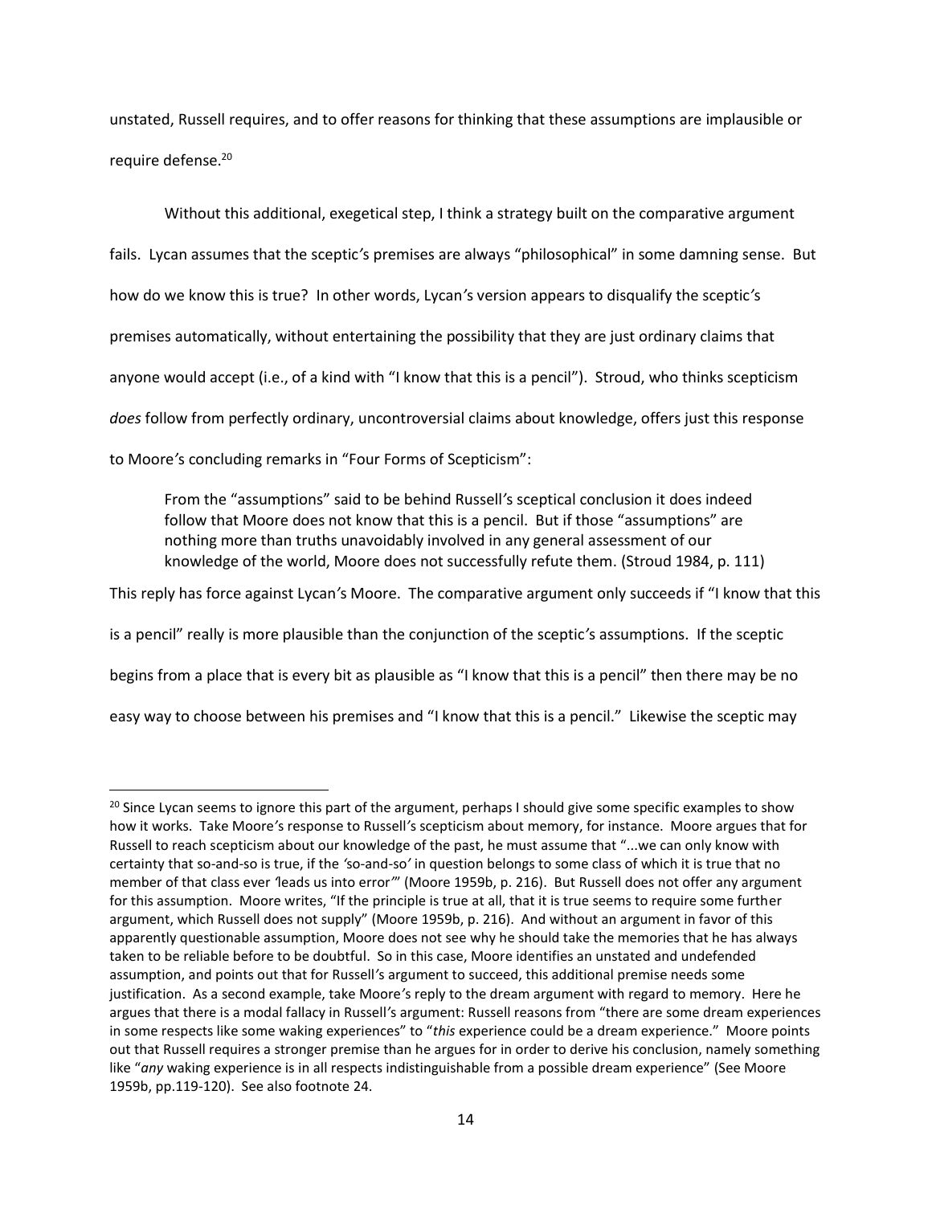unstated, Russell requires, and to offer reasons for thinking that these assumptions are implausible or require defense.[20]

Without this additional, exegetical step, I think a strategy built on the comparative argument fails. Lycan assumes that the sceptic's premises are always "philosophical" in some damning sense. But how do we know this is true? In other words, Lycan's version appears to disqualify the sceptic's premises automatically, without entertaining the possibility that they are just ordinary claims that anyone would accept (i.e., of a kind with "I know that this is a pencil"). Stroud, who thinks scepticism *does* follow from perfectly ordinary, uncontroversial claims about knowledge, offers just this response to Moore's concluding remarks in "Four Forms of Scepticism":

> From the "assumptions" said to be behind Russell's sceptical conclusion it does indeed follow that Moore does not know that this is a pencil. But if those "assumptions" are nothing more than truths unavoidably involved in any general assessment of our knowledge of the world, Moore does not successfully refute them. (Stroud 1984, p. 111)

This reply has force against Lycan's Moore. The comparative argument only succeeds if "I know that this is a pencil" really is more plausible than the conjunction of the sceptic's assumptions. If the sceptic begins from a place that is every bit as plausible as "I know that this is a pencil" then there may be no easy way to choose between his premises and "I know that this is a pencil." Likewise the sceptic may

---

[20] Since Lycan seems to ignore this part of the argument, perhaps I should give some specific examples to show how it works. Take Moore's response to Russell's scepticism about memory, for instance. Moore argues that for Russell to reach scepticism about our knowledge of the past, he must assume that "...we can only know with certainty that so-and-so is true, if the 'so-and-so' in question belongs to some class of which it is true that no member of that class ever 'leads us into error'" (Moore 1959b, p. 216). But Russell does not offer any argument for this assumption. Moore writes, "If the principle is true at all, that it is true seems to require some further argument, which Russell does not supply" (Moore 1959b, p. 216). And without an argument in favor of this apparently questionable assumption, Moore does not see why he should take the memories that he has always taken to be reliable before to be doubtful. So in this case, Moore identifies an unstated and undefended assumption, and points out that for Russell's argument to succeed, this additional premise needs some justification. As a second example, take Moore's reply to the dream argument with regard to memory. Here he argues that there is a modal fallacy in Russell's argument: Russell reasons from "there are some dream experiences in some respects like some waking experiences" to "*this* experience could be a dream experience." Moore points out that Russell requires a stronger premise than he argues for in order to derive his conclusion, namely something like "*any* waking experience is in all respects indistinguishable from a possible dream experience" (See Moore 1959b, pp.119-120). See also footnote 24.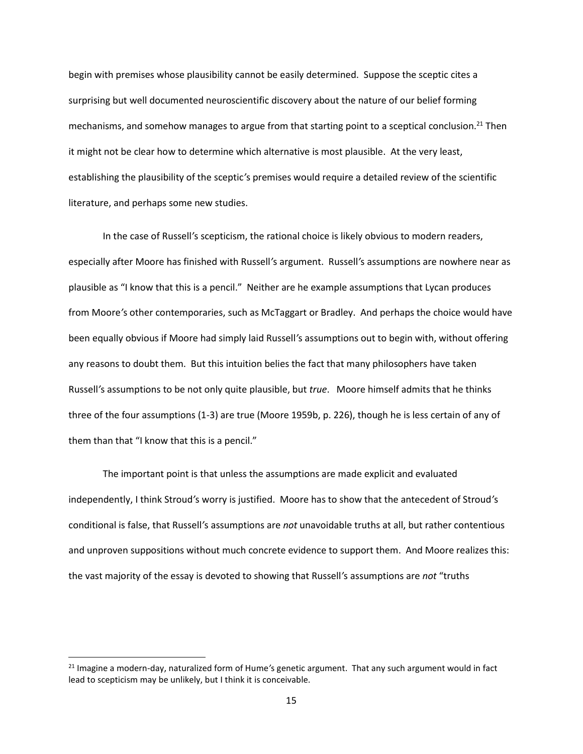begin with premises whose plausibility cannot be easily determined. Suppose the sceptic cites a surprising but well documented neuroscientific discovery about the nature of our belief forming mechanisms, and somehow manages to argue from that starting point to a sceptical conclusion.[21] Then it might not be clear how to determine which alternative is most plausible. At the very least, establishing the plausibility of the sceptic's premises would require a detailed review of the scientific literature, and perhaps some new studies.

In the case of Russell's scepticism, the rational choice is likely obvious to modern readers, especially after Moore has finished with Russell's argument. Russell's assumptions are nowhere near as plausible as "I know that this is a pencil." Neither are he example assumptions that Lycan produces from Moore's other contemporaries, such as McTaggart or Bradley. And perhaps the choice would have been equally obvious if Moore had simply laid Russell's assumptions out to begin with, without offering any reasons to doubt them. But this intuition belies the fact that many philosophers have taken Russell's assumptions to be not only quite plausible, but *true*. Moore himself admits that he thinks three of the four assumptions (1-3) are true (Moore 1959b, p. 226), though he is less certain of any of them than that "I know that this is a pencil."

The important point is that unless the assumptions are made explicit and evaluated independently, I think Stroud's worry is justified. Moore has to show that the antecedent of Stroud's conditional is false, that Russell's assumptions are *not* unavoidable truths at all, but rather contentious and unproven suppositions without much concrete evidence to support them. And Moore realizes this: the vast majority of the essay is devoted to showing that Russell's assumptions are *not* "truths

[21] Imagine a modern-day, naturalized form of Hume's genetic argument. That any such argument would in fact lead to scepticism may be unlikely, but I think it is conceivable.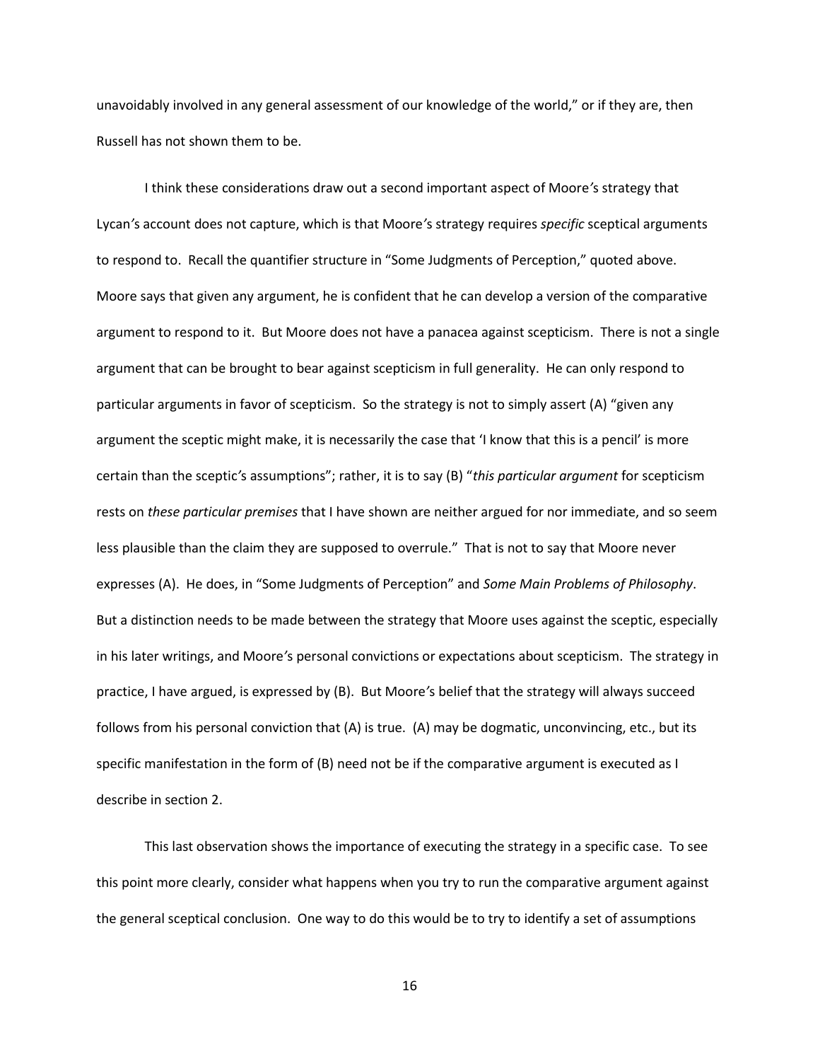unavoidably involved in any general assessment of our knowledge of the world," or if they are, then Russell has not shown them to be.

I think these considerations draw out a second important aspect of Moore's strategy that Lycan's account does not capture, which is that Moore's strategy requires *specific* sceptical arguments to respond to. Recall the quantifier structure in "Some Judgments of Perception," quoted above. Moore says that given any argument, he is confident that he can develop a version of the comparative argument to respond to it. But Moore does not have a panacea against scepticism. There is not a single argument that can be brought to bear against scepticism in full generality. He can only respond to particular arguments in favor of scepticism. So the strategy is not to simply assert (A) "given any argument the sceptic might make, it is necessarily the case that 'I know that this is a pencil' is more certain than the sceptic's assumptions"; rather, it is to say (B) "*this particular argument* for scepticism rests on *these particular premises* that I have shown are neither argued for nor immediate, and so seem less plausible than the claim they are supposed to overrule." That is not to say that Moore never expresses (A). He does, in "Some Judgments of Perception" and *Some Main Problems of Philosophy*. But a distinction needs to be made between the strategy that Moore uses against the sceptic, especially in his later writings, and Moore's personal convictions or expectations about scepticism. The strategy in practice, I have argued, is expressed by (B). But Moore's belief that the strategy will always succeed follows from his personal conviction that (A) is true. (A) may be dogmatic, unconvincing, etc., but its specific manifestation in the form of (B) need not be if the comparative argument is executed as I describe in section 2.

This last observation shows the importance of executing the strategy in a specific case. To see this point more clearly, consider what happens when you try to run the comparative argument against the general sceptical conclusion. One way to do this would be to try to identify a set of assumptions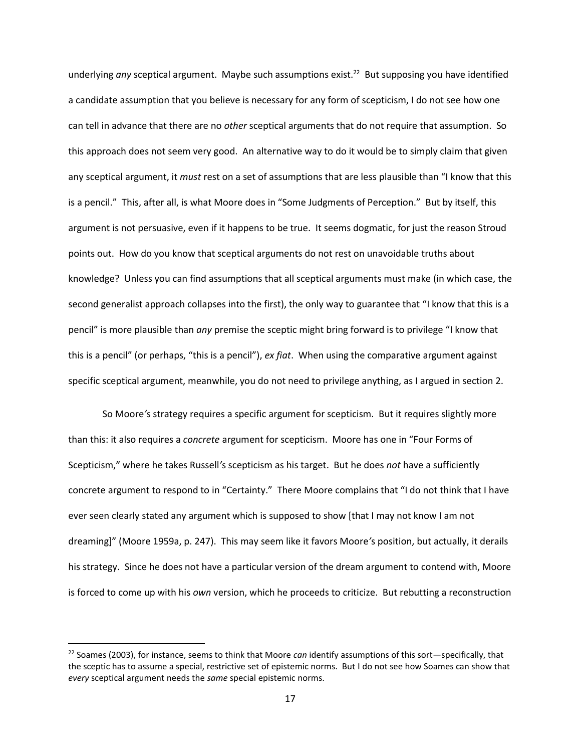underlying *any* sceptical argument. Maybe such assumptions exist.[22] But supposing you have identified a candidate assumption that you believe is necessary for any form of scepticism, I do not see how one can tell in advance that there are no *other* sceptical arguments that do not require that assumption. So this approach does not seem very good. An alternative way to do it would be to simply claim that given any sceptical argument, it *must* rest on a set of assumptions that are less plausible than "I know that this is a pencil." This, after all, is what Moore does in "Some Judgments of Perception." But by itself, this argument is not persuasive, even if it happens to be true. It seems dogmatic, for just the reason Stroud points out. How do you know that sceptical arguments do not rest on unavoidable truths about knowledge? Unless you can find assumptions that all sceptical arguments must make (in which case, the second generalist approach collapses into the first), the only way to guarantee that "I know that this is a pencil" is more plausible than *any* premise the sceptic might bring forward is to privilege "I know that this is a pencil" (or perhaps, "this is a pencil"), *ex fiat*. When using the comparative argument against specific sceptical argument, meanwhile, you do not need to privilege anything, as I argued in section 2.

So Moore's strategy requires a specific argument for scepticism. But it requires slightly more than this: it also requires a *concrete* argument for scepticism. Moore has one in "Four Forms of Scepticism," where he takes Russell's scepticism as his target. But he does *not* have a sufficiently concrete argument to respond to in "Certainty." There Moore complains that "I do not think that I have ever seen clearly stated any argument which is supposed to show [that I may not know I am not dreaming]" (Moore 1959a, p. 247). This may seem like it favors Moore's position, but actually, it derails his strategy. Since he does not have a particular version of the dream argument to contend with, Moore is forced to come up with his *own* version, which he proceeds to criticize. But rebutting a reconstruction

[22] Soames (2003), for instance, seems to think that Moore *can* identify assumptions of this sort—specifically, that the sceptic has to assume a special, restrictive set of epistemic norms. But I do not see how Soames can show that *every* sceptical argument needs the *same* special epistemic norms.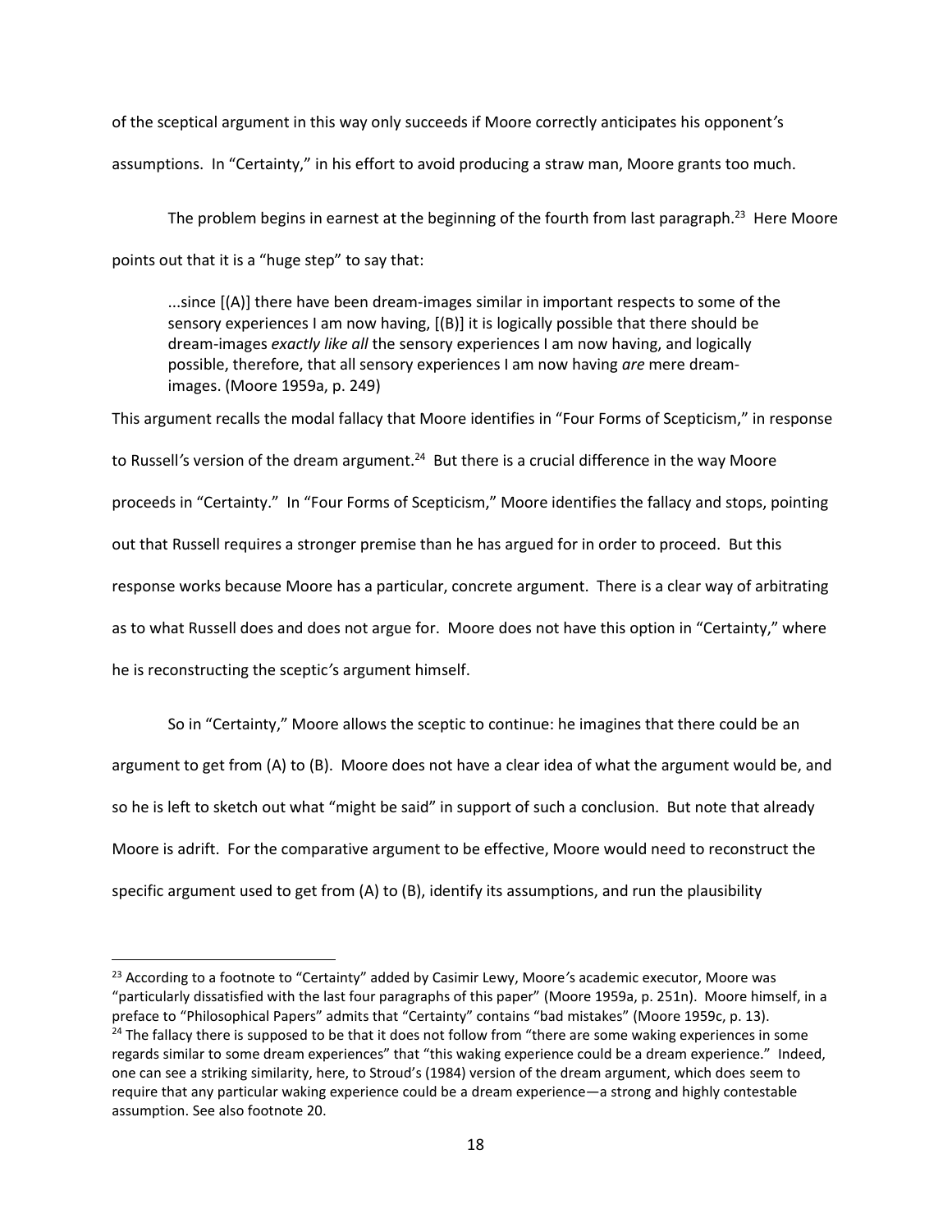of the sceptical argument in this way only succeeds if Moore correctly anticipates his opponent's assumptions. In "Certainty," in his effort to avoid producing a straw man, Moore grants too much.

The problem begins in earnest at the beginning of the fourth from last paragraph.[23] Here Moore points out that it is a "huge step" to say that:

> ...since [(A)] there have been dream-images similar in important respects to some of the sensory experiences I am now having, [(B)] it is logically possible that there should be dream-images *exactly like all* the sensory experiences I am now having, and logically possible, therefore, that all sensory experiences I am now having *are* mere dream-images. (Moore 1959a, p. 249)

This argument recalls the modal fallacy that Moore identifies in "Four Forms of Scepticism," in response to Russell's version of the dream argument.[24] But there is a crucial difference in the way Moore proceeds in "Certainty." In "Four Forms of Scepticism," Moore identifies the fallacy and stops, pointing out that Russell requires a stronger premise than he has argued for in order to proceed. But this response works because Moore has a particular, concrete argument. There is a clear way of arbitrating as to what Russell does and does not argue for. Moore does not have this option in "Certainty," where he is reconstructing the sceptic's argument himself.

So in "Certainty," Moore allows the sceptic to continue: he imagines that there could be an argument to get from (A) to (B). Moore does not have a clear idea of what the argument would be, and so he is left to sketch out what "might be said" in support of such a conclusion. But note that already Moore is adrift. For the comparative argument to be effective, Moore would need to reconstruct the specific argument used to get from (A) to (B), identify its assumptions, and run the plausibility

---

[23] According to a footnote to "Certainty" added by Casimir Lewy, Moore's academic executor, Moore was "particularly dissatisfied with the last four paragraphs of this paper" (Moore 1959a, p. 251n). Moore himself, in a preface to "Philosophical Papers" admits that "Certainty" contains "bad mistakes" (Moore 1959c, p. 13).

[24] The fallacy there is supposed to be that it does not follow from "there are some waking experiences in some regards similar to some dream experiences" that "this waking experience could be a dream experience." Indeed, one can see a striking similarity, here, to Stroud's (1984) version of the dream argument, which does seem to require that any particular waking experience could be a dream experience—a strong and highly contestable assumption. See also footnote 20.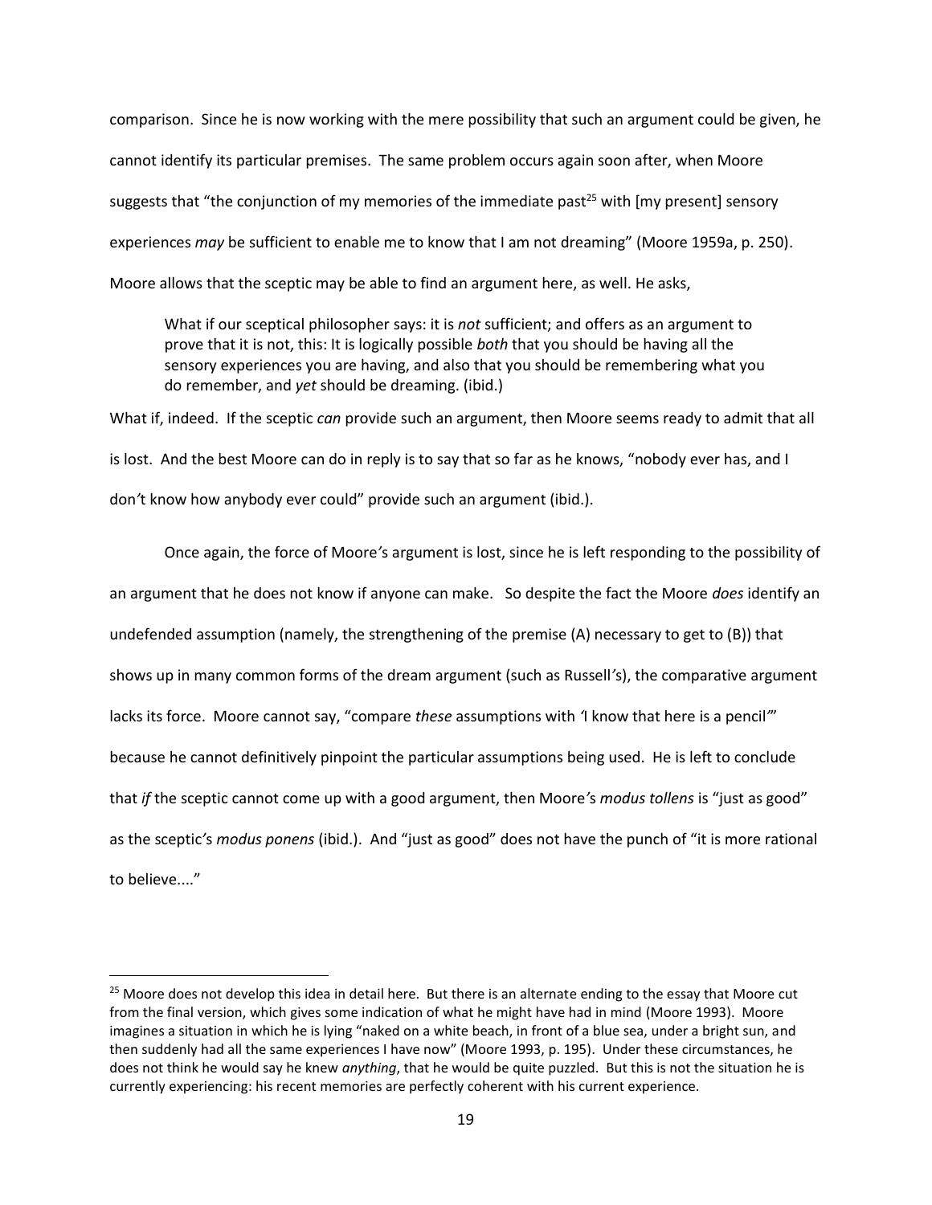comparison. Since he is now working with the mere possibility that such an argument could be given, he cannot identify its particular premises. The same problem occurs again soon after, when Moore suggests that "the conjunction of my memories of the immediate past[25] with [my present] sensory experiences *may* be sufficient to enable me to know that I am not dreaming" (Moore 1959a, p. 250). Moore allows that the sceptic may be able to find an argument here, as well. He asks,

> What if our sceptical philosopher says: it is *not* sufficient; and offers as an argument to prove that it is not, this: It is logically possible *both* that you should be having all the sensory experiences you are having, and also that you should be remembering what you do remember, and *yet* should be dreaming. (ibid.)

What if, indeed. If the sceptic *can* provide such an argument, then Moore seems ready to admit that all is lost. And the best Moore can do in reply is to say that so far as he knows, "nobody ever has, and I don't know how anybody ever could" provide such an argument (ibid.).

Once again, the force of Moore's argument is lost, since he is left responding to the possibility of an argument that he does not know if anyone can make. So despite the fact the Moore *does* identify an undefended assumption (namely, the strengthening of the premise (A) necessary to get to (B)) that shows up in many common forms of the dream argument (such as Russell's), the comparative argument lacks its force. Moore cannot say, "compare *these* assumptions with 'I know that here is a pencil'" because he cannot definitively pinpoint the particular assumptions being used. He is left to conclude that *if* the sceptic cannot come up with a good argument, then Moore's *modus tollens* is "just as good" as the sceptic's *modus ponens* (ibid.). And "just as good" does not have the punch of "it is more rational to believe...."

[25] Moore does not develop this idea in detail here. But there is an alternate ending to the essay that Moore cut from the final version, which gives some indication of what he might have had in mind (Moore 1993). Moore imagines a situation in which he is lying "naked on a white beach, in front of a blue sea, under a bright sun, and then suddenly had all the same experiences I have now" (Moore 1993, p. 195). Under these circumstances, he does not think he would say he knew *anything*, that he would be quite puzzled. But this is not the situation he is currently experiencing: his recent memories are perfectly coherent with his current experience.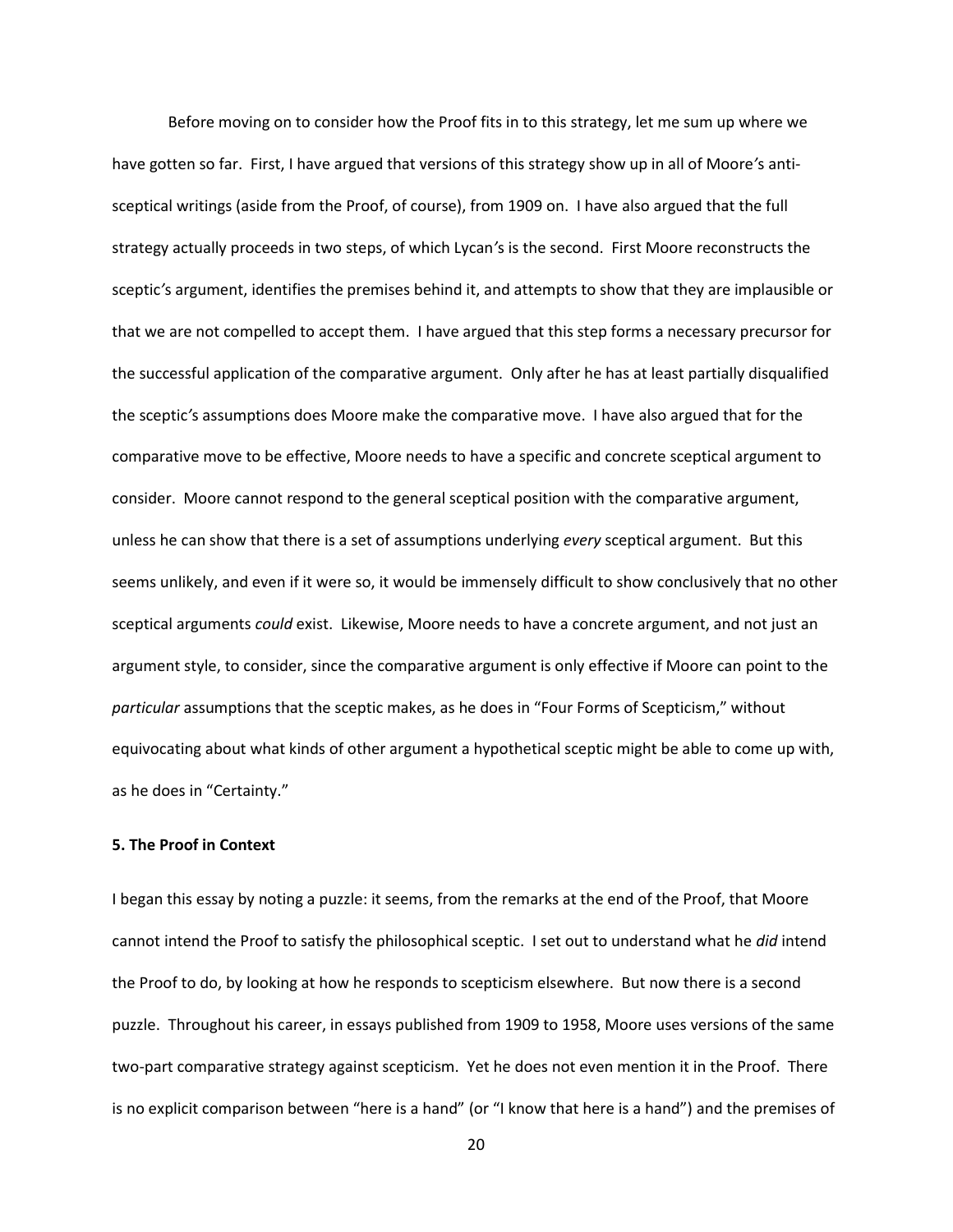Before moving on to consider how the Proof fits in to this strategy, let me sum up where we have gotten so far. First, I have argued that versions of this strategy show up in all of Moore's anti-sceptical writings (aside from the Proof, of course), from 1909 on. I have also argued that the full strategy actually proceeds in two steps, of which Lycan's is the second. First Moore reconstructs the sceptic's argument, identifies the premises behind it, and attempts to show that they are implausible or that we are not compelled to accept them. I have argued that this step forms a necessary precursor for the successful application of the comparative argument. Only after he has at least partially disqualified the sceptic's assumptions does Moore make the comparative move. I have also argued that for the comparative move to be effective, Moore needs to have a specific and concrete sceptical argument to consider. Moore cannot respond to the general sceptical position with the comparative argument, unless he can show that there is a set of assumptions underlying *every* sceptical argument. But this seems unlikely, and even if it were so, it would be immensely difficult to show conclusively that no other sceptical arguments *could* exist. Likewise, Moore needs to have a concrete argument, and not just an argument style, to consider, since the comparative argument is only effective if Moore can point to the *particular* assumptions that the sceptic makes, as he does in "Four Forms of Scepticism," without equivocating about what kinds of other argument a hypothetical sceptic might be able to come up with, as he does in "Certainty."

**5. The Proof in Context**

I began this essay by noting a puzzle: it seems, from the remarks at the end of the Proof, that Moore cannot intend the Proof to satisfy the philosophical sceptic. I set out to understand what he *did* intend the Proof to do, by looking at how he responds to scepticism elsewhere. But now there is a second puzzle. Throughout his career, in essays published from 1909 to 1958, Moore uses versions of the same two-part comparative strategy against scepticism. Yet he does not even mention it in the Proof. There is no explicit comparison between "here is a hand" (or "I know that here is a hand") and the premises of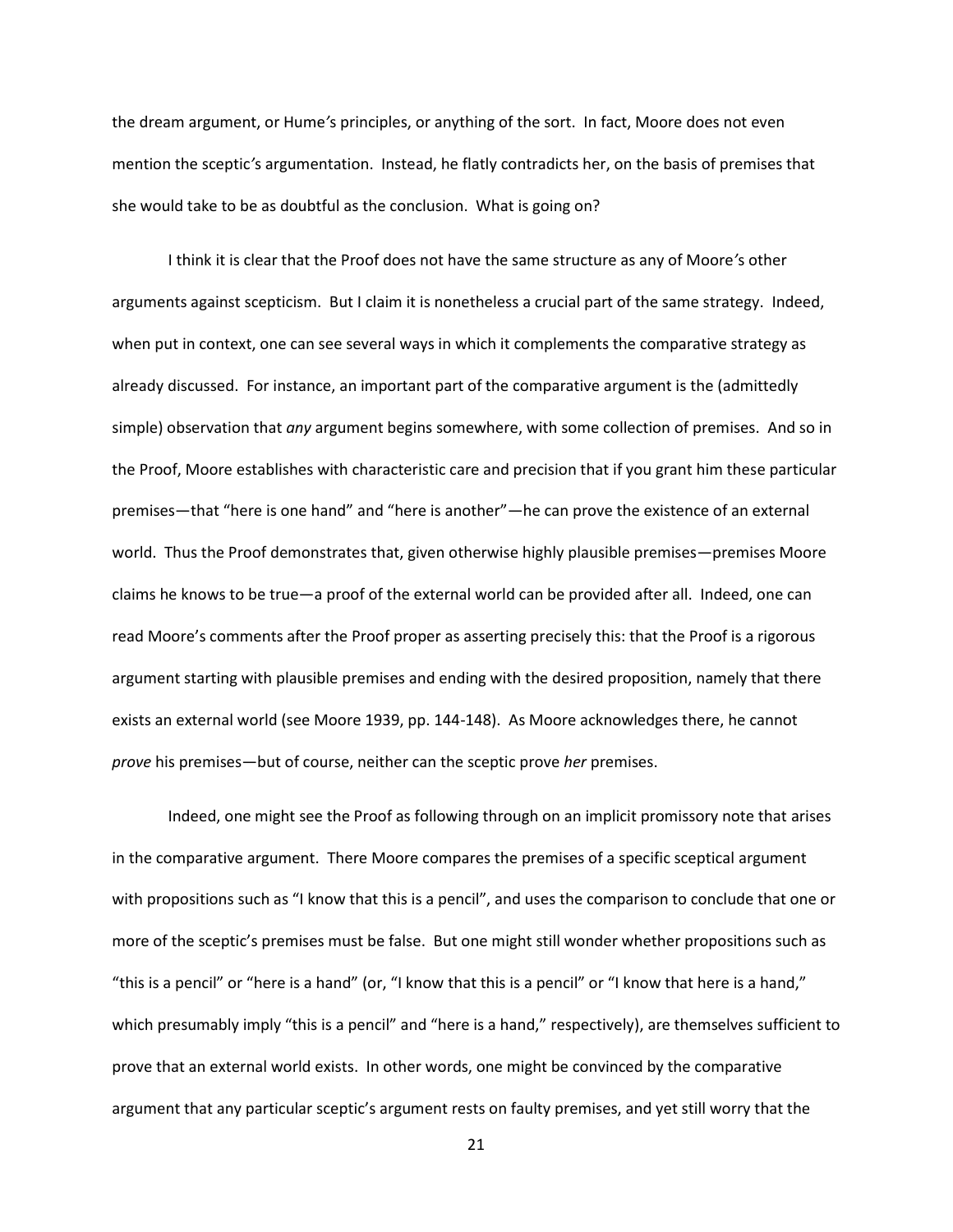the dream argument, or Hume's principles, or anything of the sort. In fact, Moore does not even mention the sceptic's argumentation. Instead, he flatly contradicts her, on the basis of premises that she would take to be as doubtful as the conclusion. What is going on?

I think it is clear that the Proof does not have the same structure as any of Moore's other arguments against scepticism. But I claim it is nonetheless a crucial part of the same strategy. Indeed, when put in context, one can see several ways in which it complements the comparative strategy as already discussed. For instance, an important part of the comparative argument is the (admittedly simple) observation that *any* argument begins somewhere, with some collection of premises. And so in the Proof, Moore establishes with characteristic care and precision that if you grant him these particular premises—that "here is one hand" and "here is another"—he can prove the existence of an external world. Thus the Proof demonstrates that, given otherwise highly plausible premises—premises Moore claims he knows to be true—a proof of the external world can be provided after all. Indeed, one can read Moore's comments after the Proof proper as asserting precisely this: that the Proof is a rigorous argument starting with plausible premises and ending with the desired proposition, namely that there exists an external world (see Moore 1939, pp. 144-148). As Moore acknowledges there, he cannot *prove* his premises—but of course, neither can the sceptic prove *her* premises.

Indeed, one might see the Proof as following through on an implicit promissory note that arises in the comparative argument. There Moore compares the premises of a specific sceptical argument with propositions such as "I know that this is a pencil", and uses the comparison to conclude that one or more of the sceptic's premises must be false. But one might still wonder whether propositions such as "this is a pencil" or "here is a hand" (or, "I know that this is a pencil" or "I know that here is a hand," which presumably imply "this is a pencil" and "here is a hand," respectively), are themselves sufficient to prove that an external world exists. In other words, one might be convinced by the comparative argument that any particular sceptic's argument rests on faulty premises, and yet still worry that the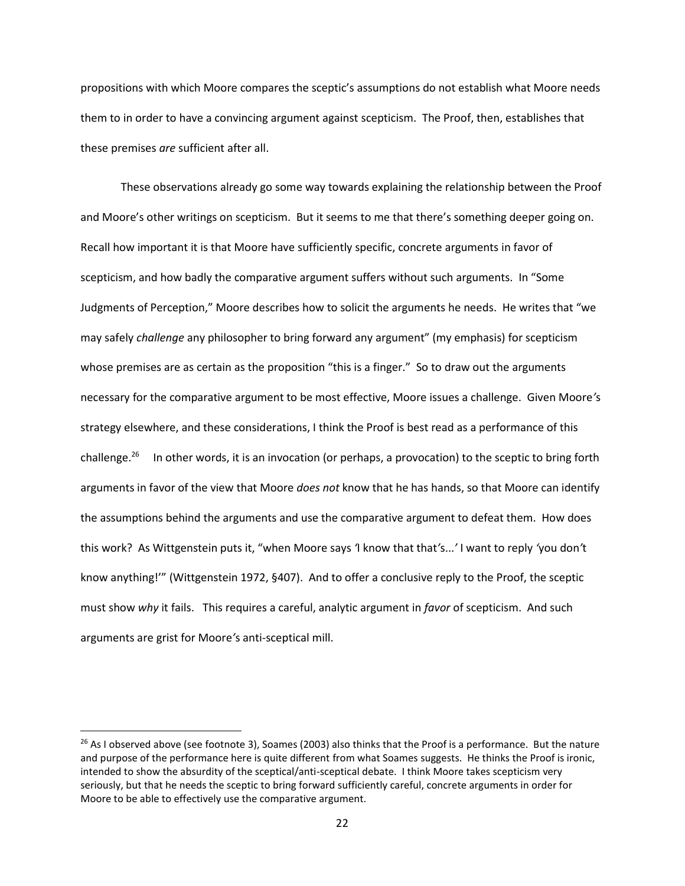propositions with which Moore compares the sceptic's assumptions do not establish what Moore needs them to in order to have a convincing argument against scepticism. The Proof, then, establishes that these premises *are* sufficient after all.

These observations already go some way towards explaining the relationship between the Proof and Moore's other writings on scepticism. But it seems to me that there's something deeper going on. Recall how important it is that Moore have sufficiently specific, concrete arguments in favor of scepticism, and how badly the comparative argument suffers without such arguments. In "Some Judgments of Perception," Moore describes how to solicit the arguments he needs. He writes that "we may safely *challenge* any philosopher to bring forward any argument" (my emphasis) for scepticism whose premises are as certain as the proposition "this is a finger." So to draw out the arguments necessary for the comparative argument to be most effective, Moore issues a challenge. Given Moore's strategy elsewhere, and these considerations, I think the Proof is best read as a performance of this challenge.[26] In other words, it is an invocation (or perhaps, a provocation) to the sceptic to bring forth arguments in favor of the view that Moore *does not* know that he has hands, so that Moore can identify the assumptions behind the arguments and use the comparative argument to defeat them. How does this work? As Wittgenstein puts it, "when Moore says 'I know that that's...' I want to reply 'you don't know anything!'" (Wittgenstein 1972, §407). And to offer a conclusive reply to the Proof, the sceptic must show *why* it fails. This requires a careful, analytic argument in *favor* of scepticism. And such arguments are grist for Moore's anti-sceptical mill.

---

[26] As I observed above (see footnote 3), Soames (2003) also thinks that the Proof is a performance. But the nature and purpose of the performance here is quite different from what Soames suggests. He thinks the Proof is ironic, intended to show the absurdity of the sceptical/anti-sceptical debate. I think Moore takes scepticism very seriously, but that he needs the sceptic to bring forward sufficiently careful, concrete arguments in order for Moore to be able to effectively use the comparative argument.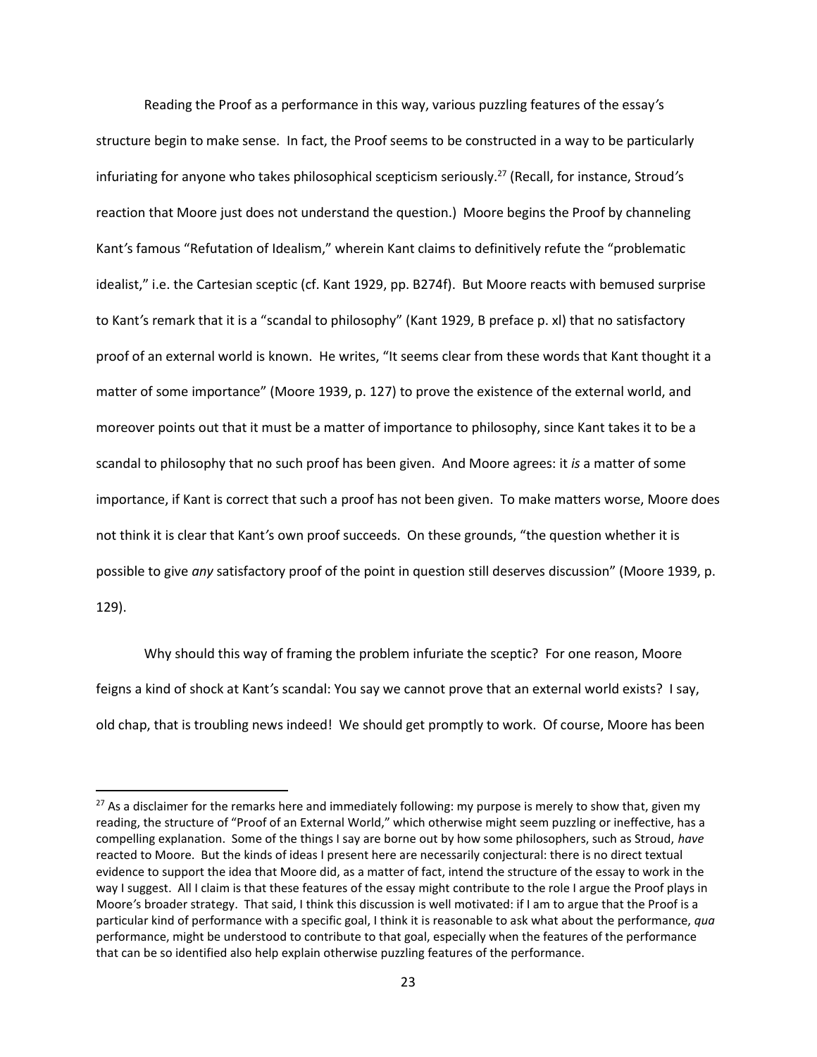Reading the Proof as a performance in this way, various puzzling features of the essay's structure begin to make sense. In fact, the Proof seems to be constructed in a way to be particularly infuriating for anyone who takes philosophical scepticism seriously.[27] (Recall, for instance, Stroud's reaction that Moore just does not understand the question.) Moore begins the Proof by channeling Kant's famous "Refutation of Idealism," wherein Kant claims to definitively refute the "problematic idealist," i.e. the Cartesian sceptic (cf. Kant 1929, pp. B274f). But Moore reacts with bemused surprise to Kant's remark that it is a "scandal to philosophy" (Kant 1929, B preface p. xl) that no satisfactory proof of an external world is known. He writes, "It seems clear from these words that Kant thought it a matter of some importance" (Moore 1939, p. 127) to prove the existence of the external world, and moreover points out that it must be a matter of importance to philosophy, since Kant takes it to be a scandal to philosophy that no such proof has been given. And Moore agrees: it *is* a matter of some importance, if Kant is correct that such a proof has not been given. To make matters worse, Moore does not think it is clear that Kant's own proof succeeds. On these grounds, "the question whether it is possible to give *any* satisfactory proof of the point in question still deserves discussion" (Moore 1939, p. 129).

Why should this way of framing the problem infuriate the sceptic? For one reason, Moore feigns a kind of shock at Kant's scandal: You say we cannot prove that an external world exists? I say, old chap, that is troubling news indeed! We should get promptly to work. Of course, Moore has been

---

[27] As a disclaimer for the remarks here and immediately following: my purpose is merely to show that, given my reading, the structure of "Proof of an External World," which otherwise might seem puzzling or ineffective, has a compelling explanation. Some of the things I say are borne out by how some philosophers, such as Stroud, *have* reacted to Moore. But the kinds of ideas I present here are necessarily conjectural: there is no direct textual evidence to support the idea that Moore did, as a matter of fact, intend the structure of the essay to work in the way I suggest. All I claim is that these features of the essay might contribute to the role I argue the Proof plays in Moore's broader strategy. That said, I think this discussion is well motivated: if I am to argue that the Proof is a particular kind of performance with a specific goal, I think it is reasonable to ask what about the performance, *qua* performance, might be understood to contribute to that goal, especially when the features of the performance that can be so identified also help explain otherwise puzzling features of the performance.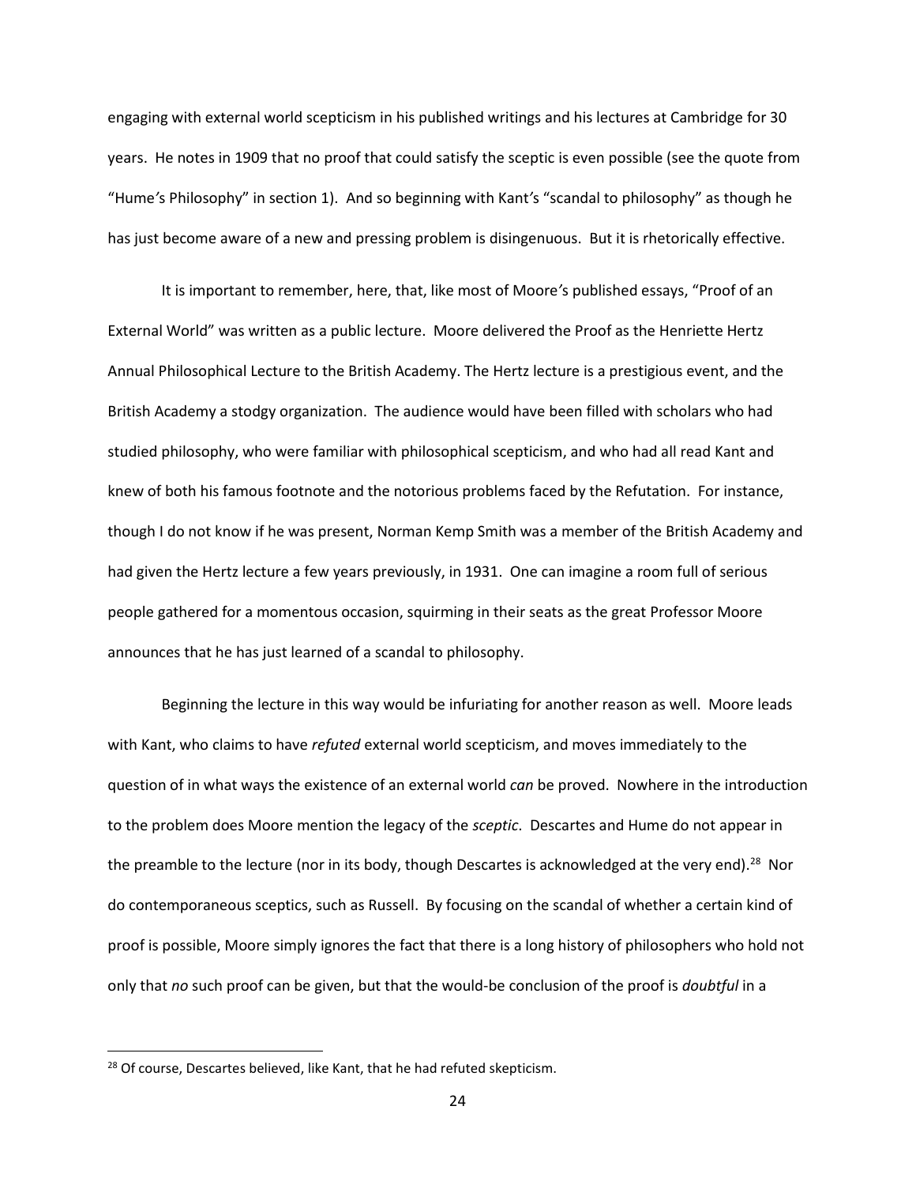engaging with external world scepticism in his published writings and his lectures at Cambridge for 30 years. He notes in 1909 that no proof that could satisfy the sceptic is even possible (see the quote from "Hume's Philosophy" in section 1). And so beginning with Kant's "scandal to philosophy" as though he has just become aware of a new and pressing problem is disingenuous. But it is rhetorically effective.

It is important to remember, here, that, like most of Moore's published essays, "Proof of an External World" was written as a public lecture. Moore delivered the Proof as the Henriette Hertz Annual Philosophical Lecture to the British Academy. The Hertz lecture is a prestigious event, and the British Academy a stodgy organization. The audience would have been filled with scholars who had studied philosophy, who were familiar with philosophical scepticism, and who had all read Kant and knew of both his famous footnote and the notorious problems faced by the Refutation. For instance, though I do not know if he was present, Norman Kemp Smith was a member of the British Academy and had given the Hertz lecture a few years previously, in 1931. One can imagine a room full of serious people gathered for a momentous occasion, squirming in their seats as the great Professor Moore announces that he has just learned of a scandal to philosophy.

Beginning the lecture in this way would be infuriating for another reason as well. Moore leads with Kant, who claims to have *refuted* external world scepticism, and moves immediately to the question of in what ways the existence of an external world *can* be proved. Nowhere in the introduction to the problem does Moore mention the legacy of the *sceptic*. Descartes and Hume do not appear in the preamble to the lecture (nor in its body, though Descartes is acknowledged at the very end).[28] Nor do contemporaneous sceptics, such as Russell. By focusing on the scandal of whether a certain kind of proof is possible, Moore simply ignores the fact that there is a long history of philosophers who hold not only that *no* such proof can be given, but that the would-be conclusion of the proof is *doubtful* in a

[28] Of course, Descartes believed, like Kant, that he had refuted skepticism.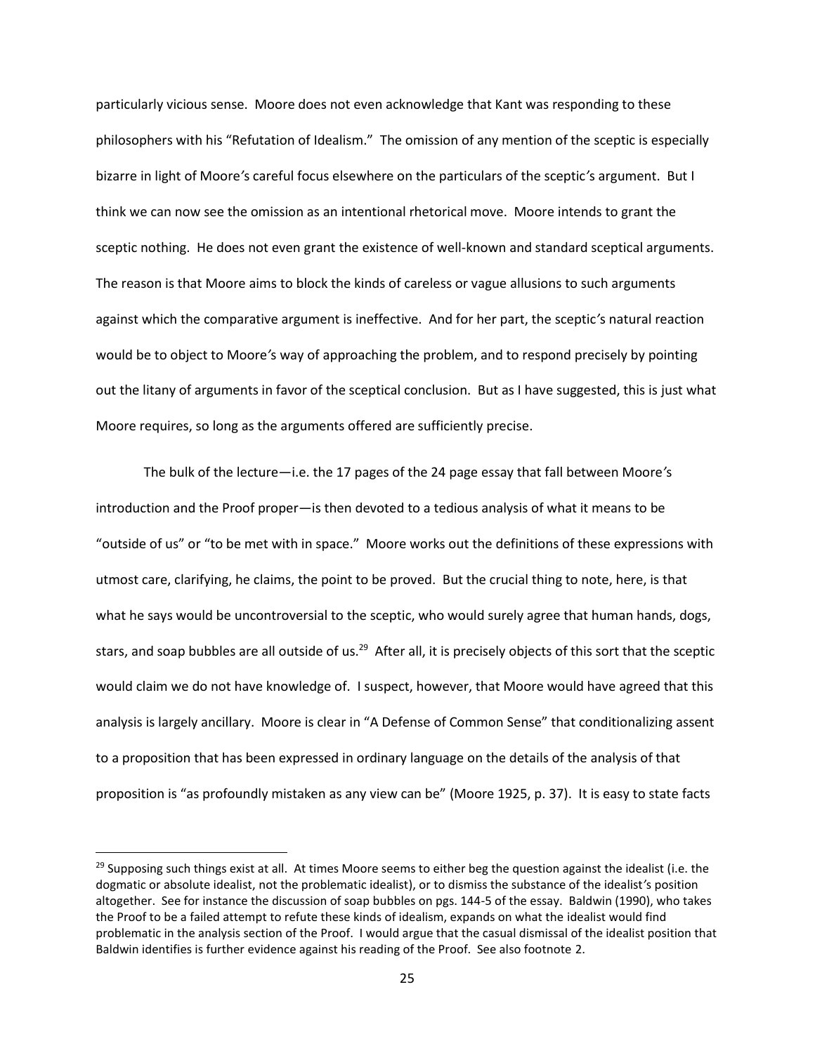particularly vicious sense. Moore does not even acknowledge that Kant was responding to these philosophers with his "Refutation of Idealism." The omission of any mention of the sceptic is especially bizarre in light of Moore's careful focus elsewhere on the particulars of the sceptic's argument. But I think we can now see the omission as an intentional rhetorical move. Moore intends to grant the sceptic nothing. He does not even grant the existence of well-known and standard sceptical arguments. The reason is that Moore aims to block the kinds of careless or vague allusions to such arguments against which the comparative argument is ineffective. And for her part, the sceptic's natural reaction would be to object to Moore's way of approaching the problem, and to respond precisely by pointing out the litany of arguments in favor of the sceptical conclusion. But as I have suggested, this is just what Moore requires, so long as the arguments offered are sufficiently precise.

The bulk of the lecture—i.e. the 17 pages of the 24 page essay that fall between Moore's introduction and the Proof proper—is then devoted to a tedious analysis of what it means to be "outside of us" or "to be met with in space." Moore works out the definitions of these expressions with utmost care, clarifying, he claims, the point to be proved. But the crucial thing to note, here, is that what he says would be uncontroversial to the sceptic, who would surely agree that human hands, dogs, stars, and soap bubbles are all outside of us.[29] After all, it is precisely objects of this sort that the sceptic would claim we do not have knowledge of. I suspect, however, that Moore would have agreed that this analysis is largely ancillary. Moore is clear in "A Defense of Common Sense" that conditionalizing assent to a proposition that has been expressed in ordinary language on the details of the analysis of that proposition is "as profoundly mistaken as any view can be" (Moore 1925, p. 37). It is easy to state facts

[29] Supposing such things exist at all. At times Moore seems to either beg the question against the idealist (i.e. the dogmatic or absolute idealist, not the problematic idealist), or to dismiss the substance of the idealist's position altogether. See for instance the discussion of soap bubbles on pgs. 144-5 of the essay. Baldwin (1990), who takes the Proof to be a failed attempt to refute these kinds of idealism, expands on what the idealist would find problematic in the analysis section of the Proof. I would argue that the casual dismissal of the idealist position that Baldwin identifies is further evidence against his reading of the Proof. See also footnote 2.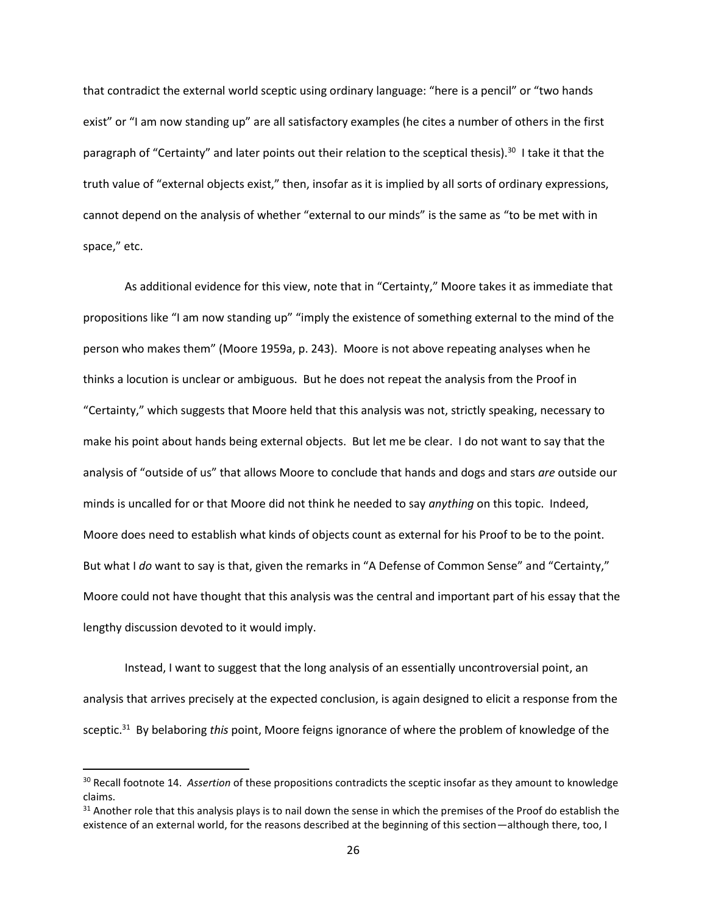that contradict the external world sceptic using ordinary language: "here is a pencil" or "two hands exist" or "I am now standing up" are all satisfactory examples (he cites a number of others in the first paragraph of "Certainty" and later points out their relation to the sceptical thesis).[30] I take it that the truth value of "external objects exist," then, insofar as it is implied by all sorts of ordinary expressions, cannot depend on the analysis of whether "external to our minds" is the same as "to be met with in space," etc.

As additional evidence for this view, note that in "Certainty," Moore takes it as immediate that propositions like "I am now standing up" "imply the existence of something external to the mind of the person who makes them" (Moore 1959a, p. 243). Moore is not above repeating analyses when he thinks a locution is unclear or ambiguous. But he does not repeat the analysis from the Proof in "Certainty," which suggests that Moore held that this analysis was not, strictly speaking, necessary to make his point about hands being external objects. But let me be clear. I do not want to say that the analysis of "outside of us" that allows Moore to conclude that hands and dogs and stars *are* outside our minds is uncalled for or that Moore did not think he needed to say *anything* on this topic. Indeed, Moore does need to establish what kinds of objects count as external for his Proof to be to the point. But what I *do* want to say is that, given the remarks in "A Defense of Common Sense" and "Certainty," Moore could not have thought that this analysis was the central and important part of his essay that the lengthy discussion devoted to it would imply.

Instead, I want to suggest that the long analysis of an essentially uncontroversial point, an analysis that arrives precisely at the expected conclusion, is again designed to elicit a response from the sceptic.[31] By belaboring *this* point, Moore feigns ignorance of where the problem of knowledge of the

---

[30] Recall footnote 14. *Assertion* of these propositions contradicts the sceptic insofar as they amount to knowledge claims.

[31] Another role that this analysis plays is to nail down the sense in which the premises of the Proof do establish the existence of an external world, for the reasons described at the beginning of this section—although there, too, I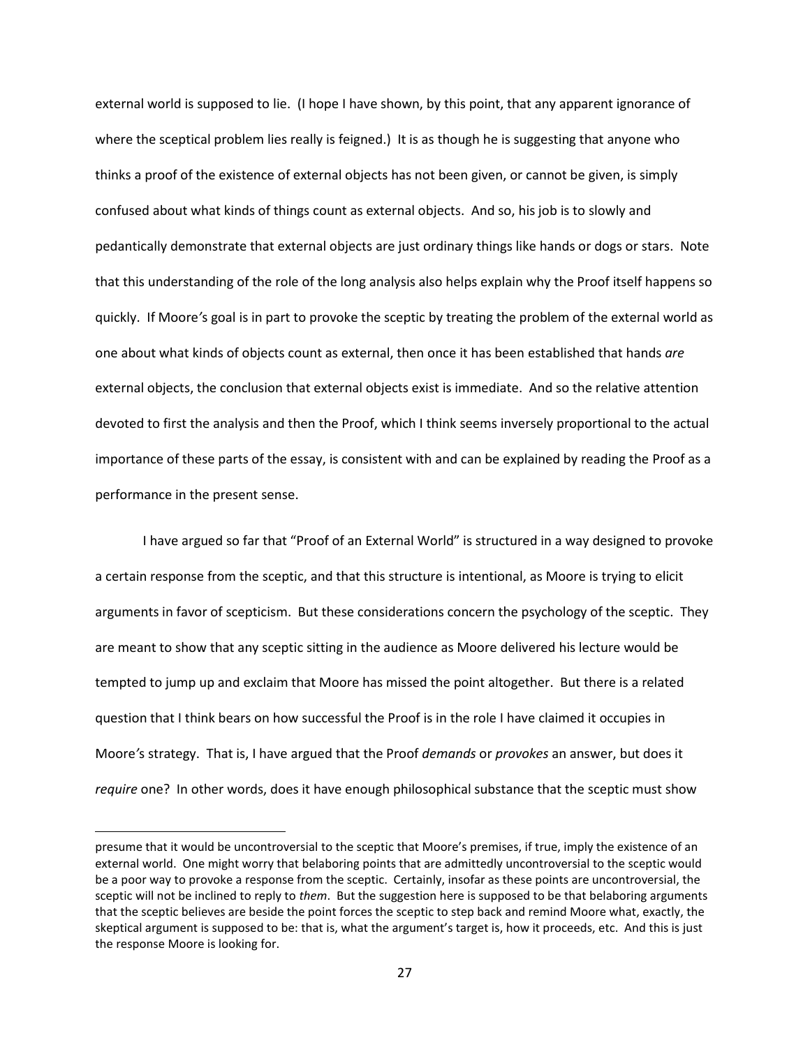external world is supposed to lie. (I hope I have shown, by this point, that any apparent ignorance of where the sceptical problem lies really is feigned.) It is as though he is suggesting that anyone who thinks a proof of the existence of external objects has not been given, or cannot be given, is simply confused about what kinds of things count as external objects. And so, his job is to slowly and pedantically demonstrate that external objects are just ordinary things like hands or dogs or stars. Note that this understanding of the role of the long analysis also helps explain why the Proof itself happens so quickly. If Moore's goal is in part to provoke the sceptic by treating the problem of the external world as one about what kinds of objects count as external, then once it has been established that hands *are* external objects, the conclusion that external objects exist is immediate. And so the relative attention devoted to first the analysis and then the Proof, which I think seems inversely proportional to the actual importance of these parts of the essay, is consistent with and can be explained by reading the Proof as a performance in the present sense.

I have argued so far that "Proof of an External World" is structured in a way designed to provoke a certain response from the sceptic, and that this structure is intentional, as Moore is trying to elicit arguments in favor of scepticism. But these considerations concern the psychology of the sceptic. They are meant to show that any sceptic sitting in the audience as Moore delivered his lecture would be tempted to jump up and exclaim that Moore has missed the point altogether. But there is a related question that I think bears on how successful the Proof is in the role I have claimed it occupies in Moore's strategy. That is, I have argued that the Proof *demands* or *provokes* an answer, but does it *require* one? In other words, does it have enough philosophical substance that the sceptic must show

presume that it would be uncontroversial to the sceptic that Moore's premises, if true, imply the existence of an external world. One might worry that belaboring points that are admittedly uncontroversial to the sceptic would be a poor way to provoke a response from the sceptic. Certainly, insofar as these points are uncontroversial, the sceptic will not be inclined to reply to *them*. But the suggestion here is supposed to be that belaboring arguments that the sceptic believes are beside the point forces the sceptic to step back and remind Moore what, exactly, the skeptical argument is supposed to be: that is, what the argument's target is, how it proceeds, etc. And this is just the response Moore is looking for.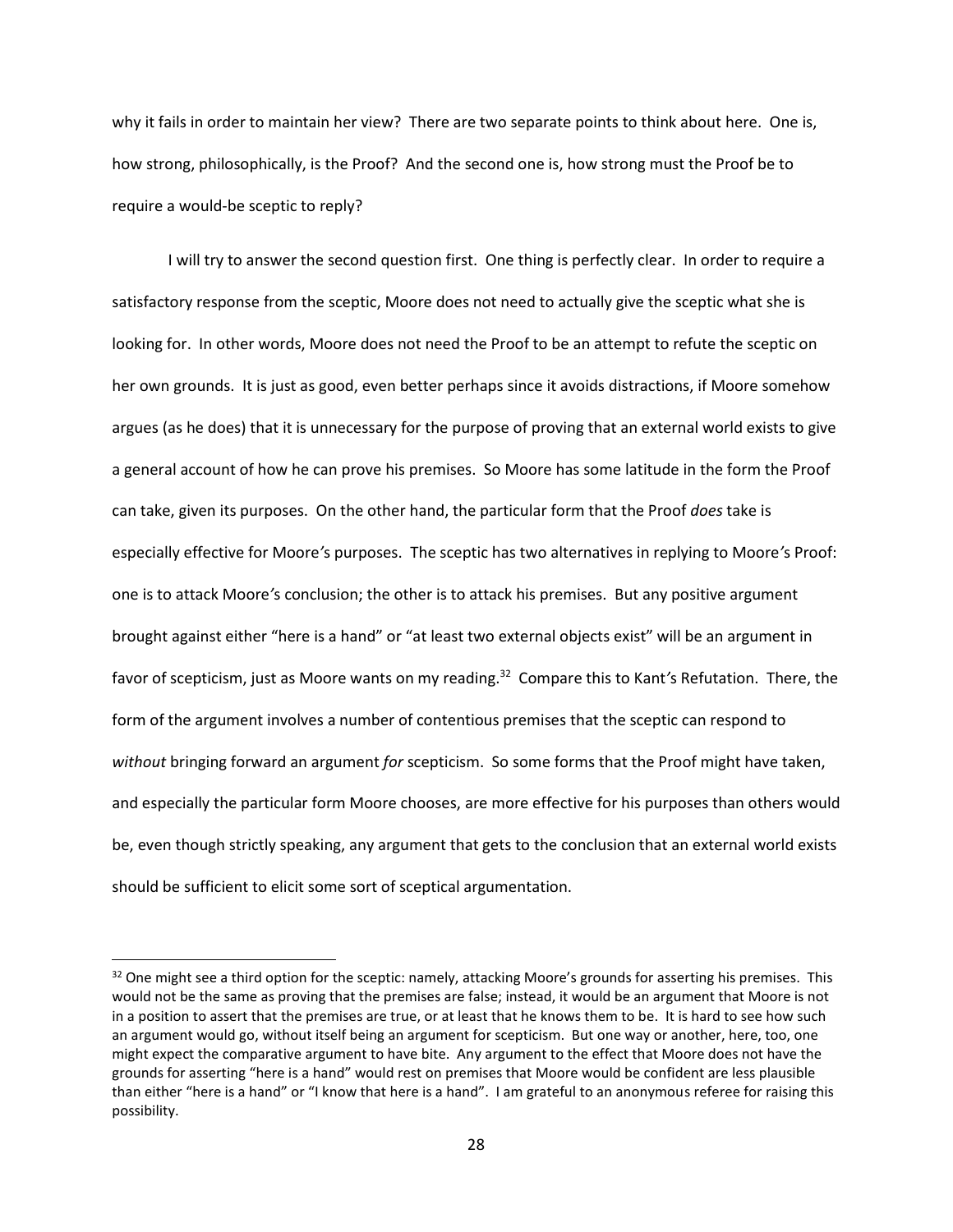why it fails in order to maintain her view? There are two separate points to think about here. One is, how strong, philosophically, is the Proof? And the second one is, how strong must the Proof be to require a would-be sceptic to reply?

I will try to answer the second question first. One thing is perfectly clear. In order to require a satisfactory response from the sceptic, Moore does not need to actually give the sceptic what she is looking for. In other words, Moore does not need the Proof to be an attempt to refute the sceptic on her own grounds. It is just as good, even better perhaps since it avoids distractions, if Moore somehow argues (as he does) that it is unnecessary for the purpose of proving that an external world exists to give a general account of how he can prove his premises. So Moore has some latitude in the form the Proof can take, given its purposes. On the other hand, the particular form that the Proof *does* take is especially effective for Moore's purposes. The sceptic has two alternatives in replying to Moore's Proof: one is to attack Moore's conclusion; the other is to attack his premises. But any positive argument brought against either "here is a hand" or "at least two external objects exist" will be an argument in favor of scepticism, just as Moore wants on my reading.[32] Compare this to Kant's Refutation. There, the form of the argument involves a number of contentious premises that the sceptic can respond to *without* bringing forward an argument *for* scepticism. So some forms that the Proof might have taken, and especially the particular form Moore chooses, are more effective for his purposes than others would be, even though strictly speaking, any argument that gets to the conclusion that an external world exists should be sufficient to elicit some sort of sceptical argumentation.

---

[32] One might see a third option for the sceptic: namely, attacking Moore's grounds for asserting his premises. This would not be the same as proving that the premises are false; instead, it would be an argument that Moore is not in a position to assert that the premises are true, or at least that he knows them to be. It is hard to see how such an argument would go, without itself being an argument for scepticism. But one way or another, here, too, one might expect the comparative argument to have bite. Any argument to the effect that Moore does not have the grounds for asserting "here is a hand" would rest on premises that Moore would be confident are less plausible than either "here is a hand" or "I know that here is a hand". I am grateful to an anonymous referee for raising this possibility.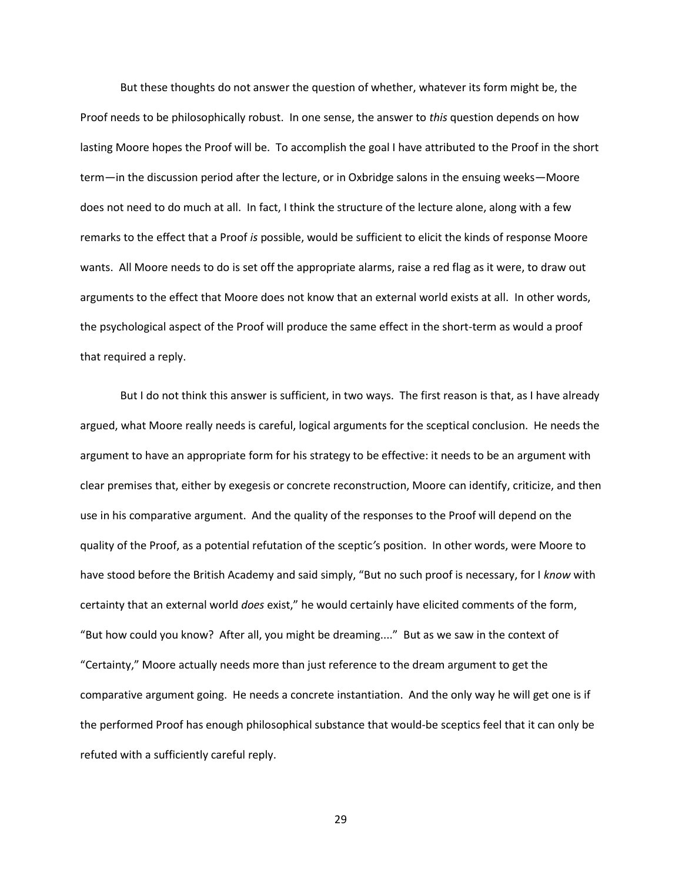But these thoughts do not answer the question of whether, whatever its form might be, the Proof needs to be philosophically robust. In one sense, the answer to *this* question depends on how lasting Moore hopes the Proof will be. To accomplish the goal I have attributed to the Proof in the short term—in the discussion period after the lecture, or in Oxbridge salons in the ensuing weeks—Moore does not need to do much at all. In fact, I think the structure of the lecture alone, along with a few remarks to the effect that a Proof *is* possible, would be sufficient to elicit the kinds of response Moore wants. All Moore needs to do is set off the appropriate alarms, raise a red flag as it were, to draw out arguments to the effect that Moore does not know that an external world exists at all. In other words, the psychological aspect of the Proof will produce the same effect in the short-term as would a proof that required a reply.

But I do not think this answer is sufficient, in two ways. The first reason is that, as I have already argued, what Moore really needs is careful, logical arguments for the sceptical conclusion. He needs the argument to have an appropriate form for his strategy to be effective: it needs to be an argument with clear premises that, either by exegesis or concrete reconstruction, Moore can identify, criticize, and then use in his comparative argument. And the quality of the responses to the Proof will depend on the quality of the Proof, as a potential refutation of the sceptic's position. In other words, were Moore to have stood before the British Academy and said simply, "But no such proof is necessary, for I *know* with certainty that an external world *does* exist," he would certainly have elicited comments of the form, "But how could you know? After all, you might be dreaming...." But as we saw in the context of "Certainty," Moore actually needs more than just reference to the dream argument to get the comparative argument going. He needs a concrete instantiation. And the only way he will get one is if the performed Proof has enough philosophical substance that would-be sceptics feel that it can only be refuted with a sufficiently careful reply.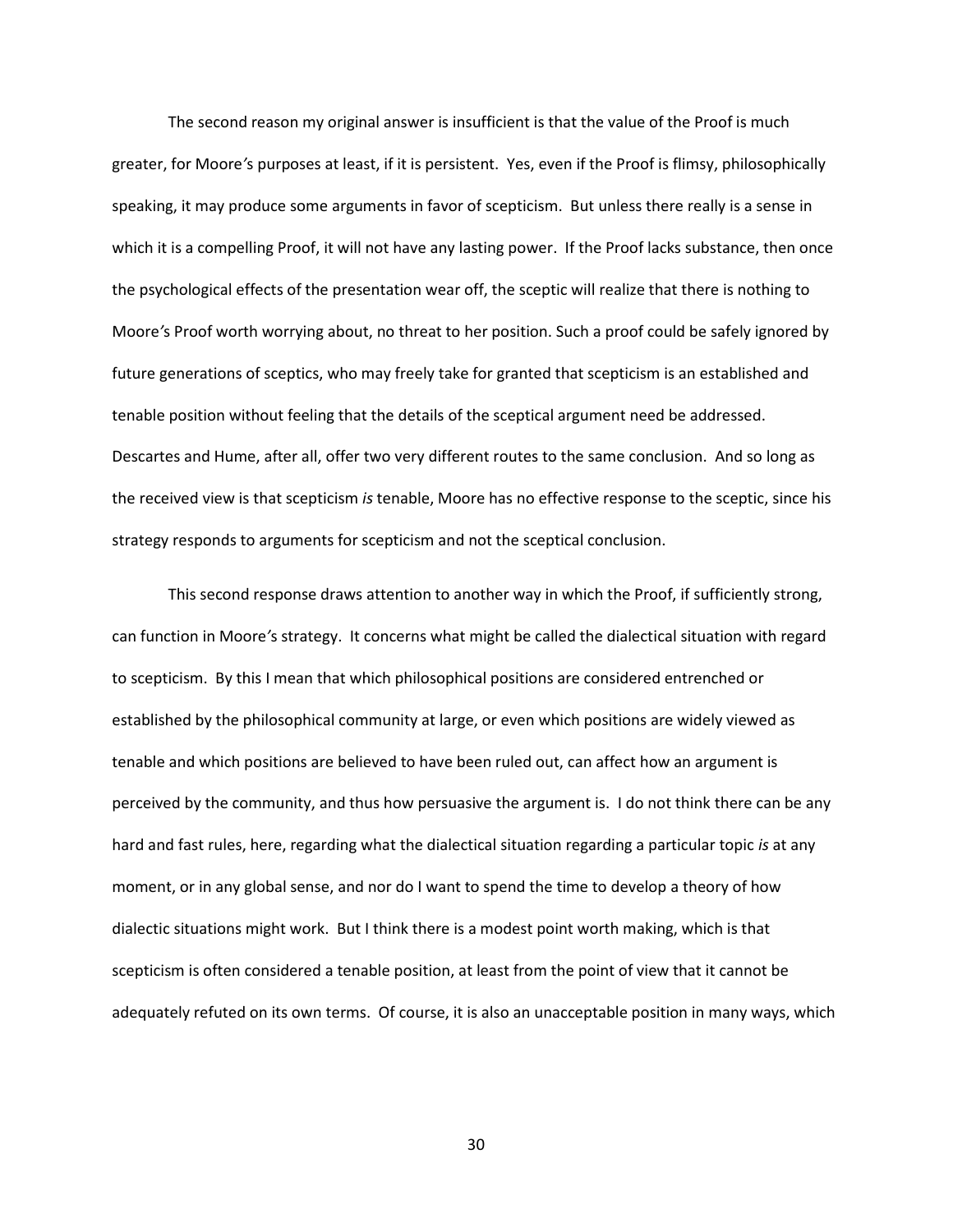The second reason my original answer is insufficient is that the value of the Proof is much greater, for Moore's purposes at least, if it is persistent. Yes, even if the Proof is flimsy, philosophically speaking, it may produce some arguments in favor of scepticism. But unless there really is a sense in which it is a compelling Proof, it will not have any lasting power. If the Proof lacks substance, then once the psychological effects of the presentation wear off, the sceptic will realize that there is nothing to Moore's Proof worth worrying about, no threat to her position. Such a proof could be safely ignored by future generations of sceptics, who may freely take for granted that scepticism is an established and tenable position without feeling that the details of the sceptical argument need be addressed. Descartes and Hume, after all, offer two very different routes to the same conclusion. And so long as the received view is that scepticism *is* tenable, Moore has no effective response to the sceptic, since his strategy responds to arguments for scepticism and not the sceptical conclusion.

This second response draws attention to another way in which the Proof, if sufficiently strong, can function in Moore's strategy. It concerns what might be called the dialectical situation with regard to scepticism. By this I mean that which philosophical positions are considered entrenched or established by the philosophical community at large, or even which positions are widely viewed as tenable and which positions are believed to have been ruled out, can affect how an argument is perceived by the community, and thus how persuasive the argument is. I do not think there can be any hard and fast rules, here, regarding what the dialectical situation regarding a particular topic *is* at any moment, or in any global sense, and nor do I want to spend the time to develop a theory of how dialectic situations might work. But I think there is a modest point worth making, which is that scepticism is often considered a tenable position, at least from the point of view that it cannot be adequately refuted on its own terms. Of course, it is also an unacceptable position in many ways, which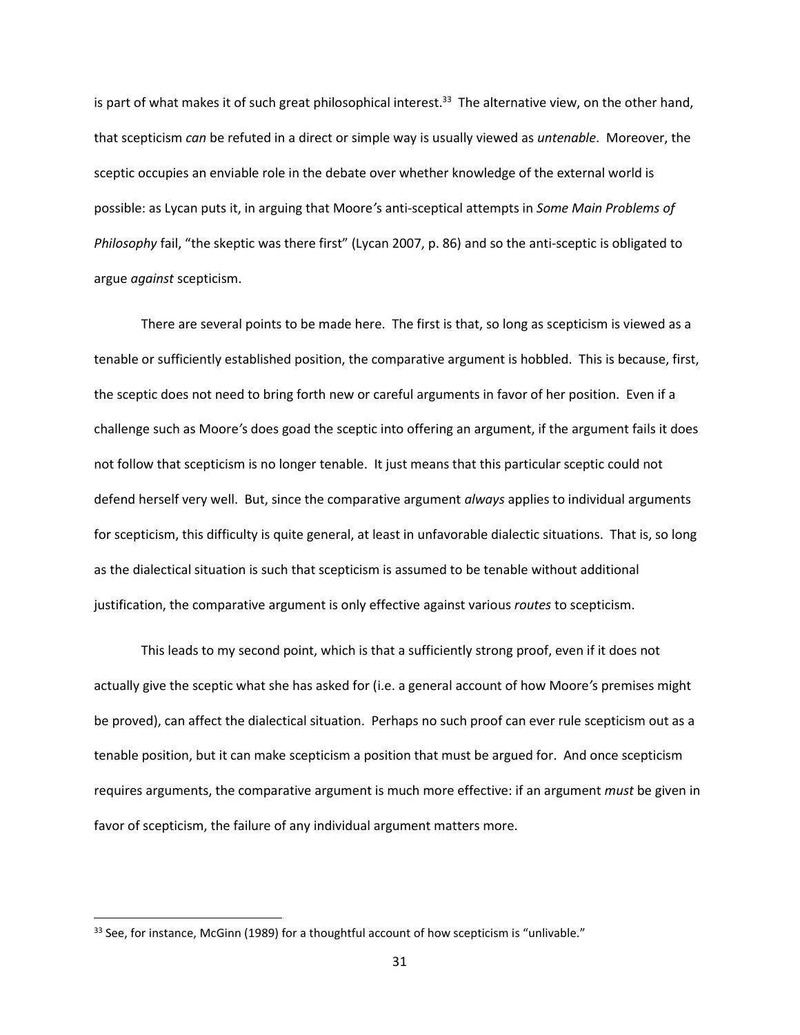is part of what makes it of such great philosophical interest.[33] The alternative view, on the other hand, that scepticism *can* be refuted in a direct or simple way is usually viewed as *untenable*. Moreover, the sceptic occupies an enviable role in the debate over whether knowledge of the external world is possible: as Lycan puts it, in arguing that Moore's anti-sceptical attempts in *Some Main Problems of Philosophy* fail, "the skeptic was there first" (Lycan 2007, p. 86) and so the anti-sceptic is obligated to argue *against* scepticism.

There are several points to be made here. The first is that, so long as scepticism is viewed as a tenable or sufficiently established position, the comparative argument is hobbled. This is because, first, the sceptic does not need to bring forth new or careful arguments in favor of her position. Even if a challenge such as Moore's does goad the sceptic into offering an argument, if the argument fails it does not follow that scepticism is no longer tenable. It just means that this particular sceptic could not defend herself very well. But, since the comparative argument *always* applies to individual arguments for scepticism, this difficulty is quite general, at least in unfavorable dialectic situations. That is, so long as the dialectical situation is such that scepticism is assumed to be tenable without additional justification, the comparative argument is only effective against various *routes* to scepticism.

This leads to my second point, which is that a sufficiently strong proof, even if it does not actually give the sceptic what she has asked for (i.e. a general account of how Moore's premises might be proved), can affect the dialectical situation. Perhaps no such proof can ever rule scepticism out as a tenable position, but it can make scepticism a position that must be argued for. And once scepticism requires arguments, the comparative argument is much more effective: if an argument *must* be given in favor of scepticism, the failure of any individual argument matters more.

---

[33] See, for instance, McGinn (1989) for a thoughtful account of how scepticism is "unlivable."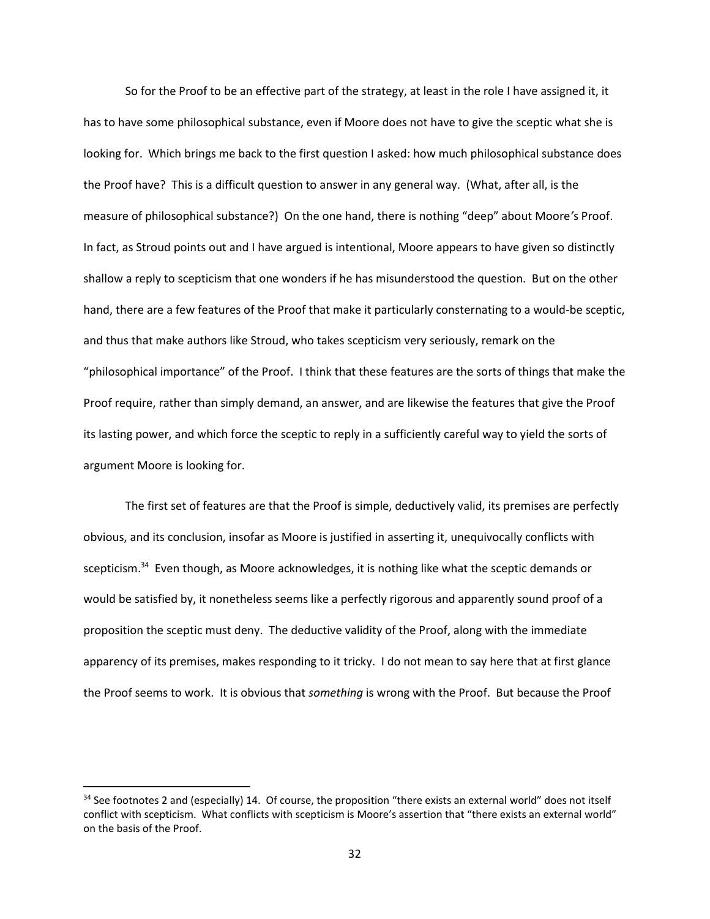So for the Proof to be an effective part of the strategy, at least in the role I have assigned it, it has to have some philosophical substance, even if Moore does not have to give the sceptic what she is looking for. Which brings me back to the first question I asked: how much philosophical substance does the Proof have? This is a difficult question to answer in any general way. (What, after all, is the measure of philosophical substance?) On the one hand, there is nothing "deep" about Moore's Proof. In fact, as Stroud points out and I have argued is intentional, Moore appears to have given so distinctly shallow a reply to scepticism that one wonders if he has misunderstood the question. But on the other hand, there are a few features of the Proof that make it particularly consternating to a would-be sceptic, and thus that make authors like Stroud, who takes scepticism very seriously, remark on the "philosophical importance" of the Proof. I think that these features are the sorts of things that make the Proof require, rather than simply demand, an answer, and are likewise the features that give the Proof its lasting power, and which force the sceptic to reply in a sufficiently careful way to yield the sorts of argument Moore is looking for.

The first set of features are that the Proof is simple, deductively valid, its premises are perfectly obvious, and its conclusion, insofar as Moore is justified in asserting it, unequivocally conflicts with scepticism.[34] Even though, as Moore acknowledges, it is nothing like what the sceptic demands or would be satisfied by, it nonetheless seems like a perfectly rigorous and apparently sound proof of a proposition the sceptic must deny. The deductive validity of the Proof, along with the immediate apparency of its premises, makes responding to it tricky. I do not mean to say here that at first glance the Proof seems to work. It is obvious that *something* is wrong with the Proof. But because the Proof

[34] See footnotes 2 and (especially) 14. Of course, the proposition "there exists an external world" does not itself conflict with scepticism. What conflicts with scepticism is Moore's assertion that "there exists an external world" on the basis of the Proof.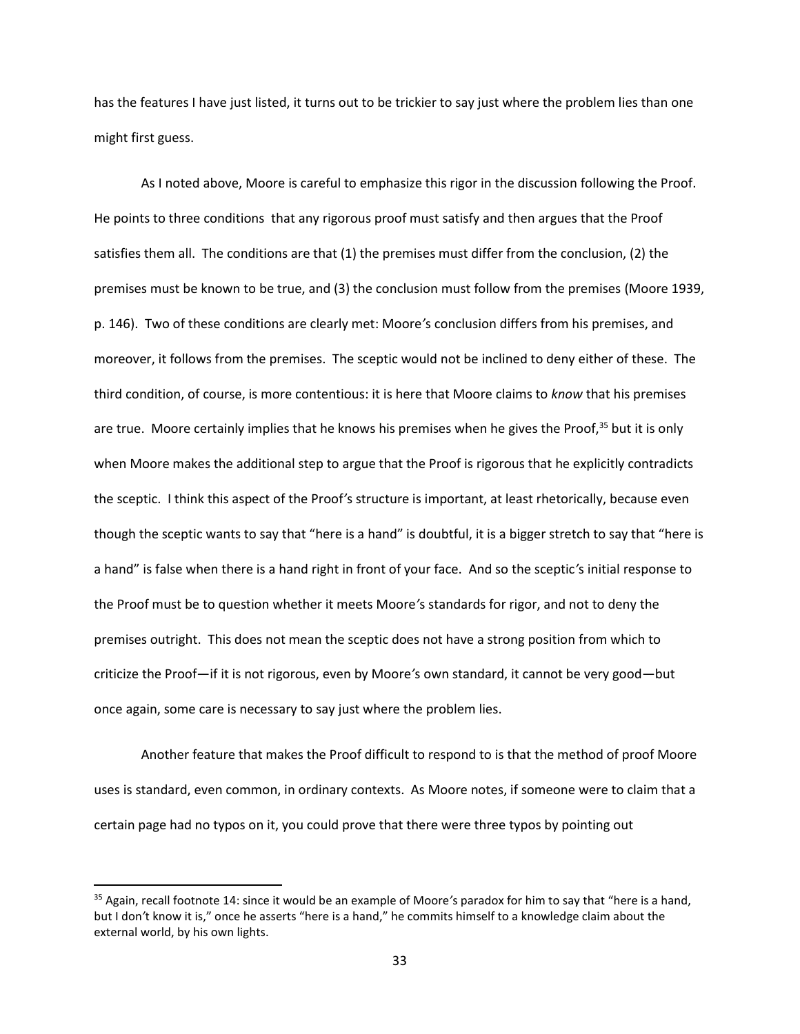has the features I have just listed, it turns out to be trickier to say just where the problem lies than one might first guess.

As I noted above, Moore is careful to emphasize this rigor in the discussion following the Proof. He points to three conditions that any rigorous proof must satisfy and then argues that the Proof satisfies them all. The conditions are that (1) the premises must differ from the conclusion, (2) the premises must be known to be true, and (3) the conclusion must follow from the premises (Moore 1939, p. 146). Two of these conditions are clearly met: Moore's conclusion differs from his premises, and moreover, it follows from the premises. The sceptic would not be inclined to deny either of these. The third condition, of course, is more contentious: it is here that Moore claims to *know* that his premises are true. Moore certainly implies that he knows his premises when he gives the Proof,[35] but it is only when Moore makes the additional step to argue that the Proof is rigorous that he explicitly contradicts the sceptic. I think this aspect of the Proof's structure is important, at least rhetorically, because even though the sceptic wants to say that "here is a hand" is doubtful, it is a bigger stretch to say that "here is a hand" is false when there is a hand right in front of your face. And so the sceptic's initial response to the Proof must be to question whether it meets Moore's standards for rigor, and not to deny the premises outright. This does not mean the sceptic does not have a strong position from which to criticize the Proof—if it is not rigorous, even by Moore's own standard, it cannot be very good—but once again, some care is necessary to say just where the problem lies.

Another feature that makes the Proof difficult to respond to is that the method of proof Moore uses is standard, even common, in ordinary contexts. As Moore notes, if someone were to claim that a certain page had no typos on it, you could prove that there were three typos by pointing out

---

[35] Again, recall footnote 14: since it would be an example of Moore's paradox for him to say that "here is a hand, but I don't know it is," once he asserts "here is a hand," he commits himself to a knowledge claim about the external world, by his own lights.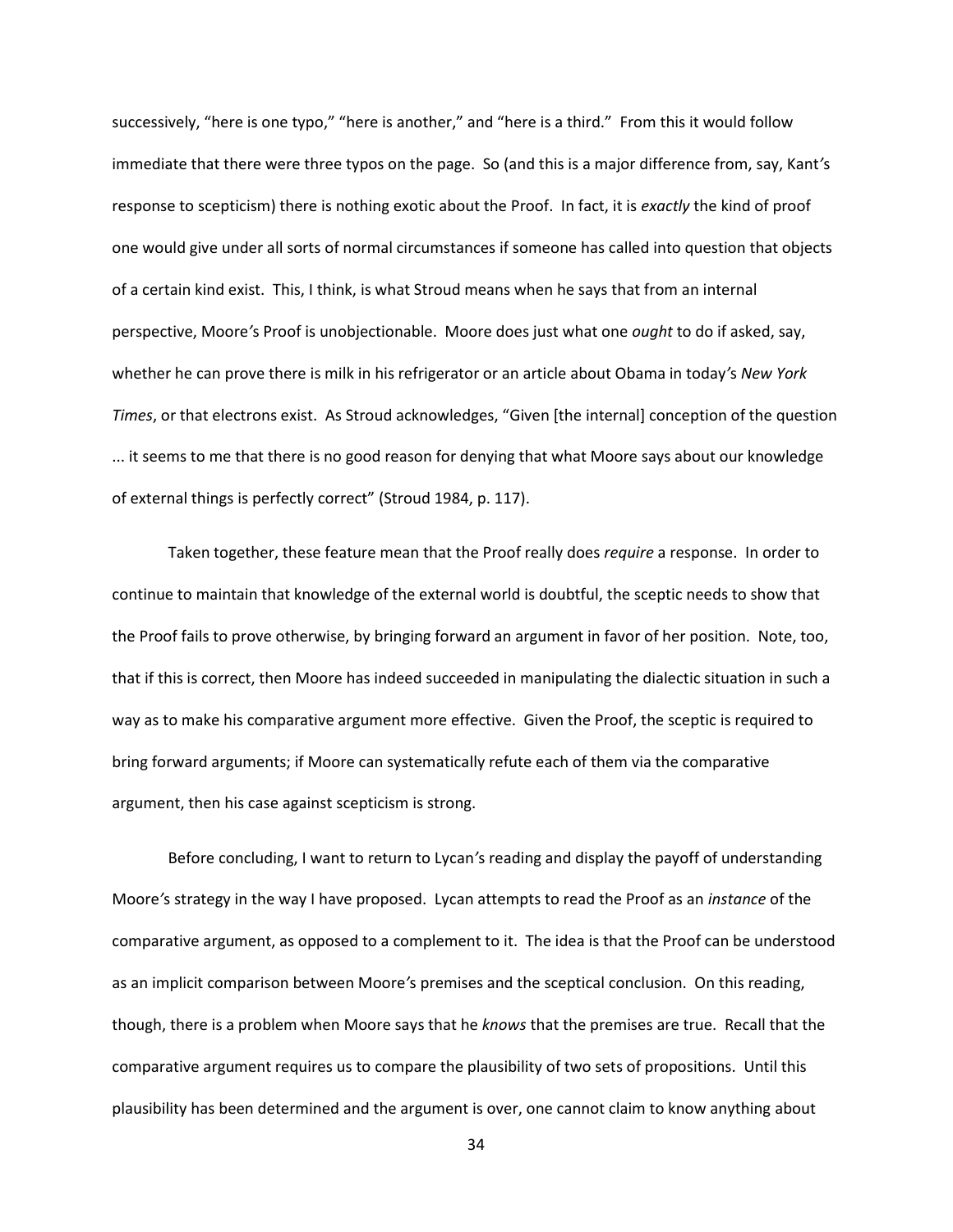successively, "here is one typo," "here is another," and "here is a third." From this it would follow immediate that there were three typos on the page. So (and this is a major difference from, say, Kant's response to scepticism) there is nothing exotic about the Proof. In fact, it is *exactly* the kind of proof one would give under all sorts of normal circumstances if someone has called into question that objects of a certain kind exist. This, I think, is what Stroud means when he says that from an internal perspective, Moore's Proof is unobjectionable. Moore does just what one *ought* to do if asked, say, whether he can prove there is milk in his refrigerator or an article about Obama in today's *New York Times*, or that electrons exist. As Stroud acknowledges, "Given [the internal] conception of the question ... it seems to me that there is no good reason for denying that what Moore says about our knowledge of external things is perfectly correct" (Stroud 1984, p. 117).

Taken together, these feature mean that the Proof really does *require* a response. In order to continue to maintain that knowledge of the external world is doubtful, the sceptic needs to show that the Proof fails to prove otherwise, by bringing forward an argument in favor of her position. Note, too, that if this is correct, then Moore has indeed succeeded in manipulating the dialectic situation in such a way as to make his comparative argument more effective. Given the Proof, the sceptic is required to bring forward arguments; if Moore can systematically refute each of them via the comparative argument, then his case against scepticism is strong.

Before concluding, I want to return to Lycan's reading and display the payoff of understanding Moore's strategy in the way I have proposed. Lycan attempts to read the Proof as an *instance* of the comparative argument, as opposed to a complement to it. The idea is that the Proof can be understood as an implicit comparison between Moore's premises and the sceptical conclusion. On this reading, though, there is a problem when Moore says that he *knows* that the premises are true. Recall that the comparative argument requires us to compare the plausibility of two sets of propositions. Until this plausibility has been determined and the argument is over, one cannot claim to know anything about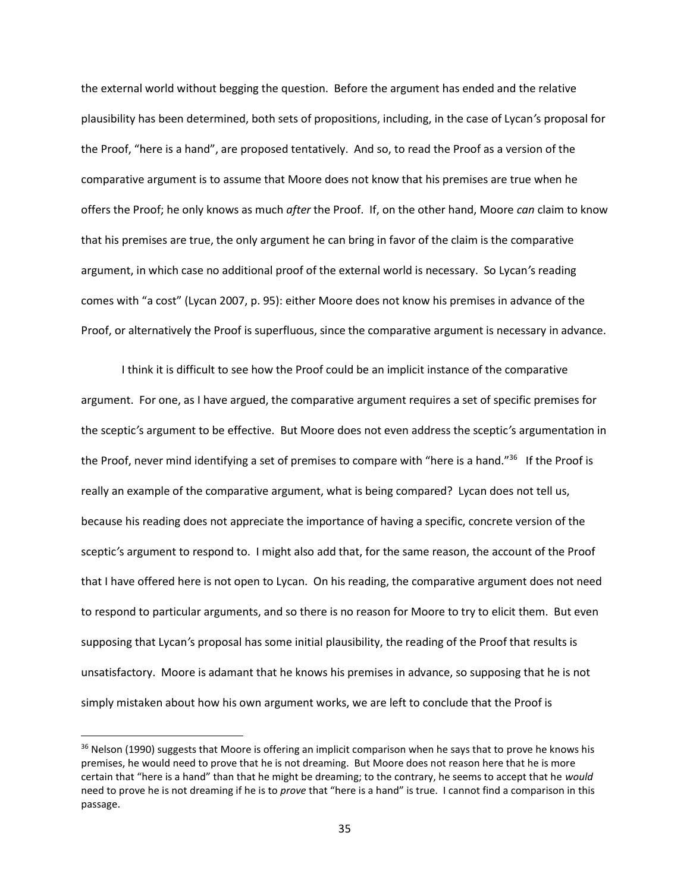the external world without begging the question. Before the argument has ended and the relative plausibility has been determined, both sets of propositions, including, in the case of Lycan's proposal for the Proof, "here is a hand", are proposed tentatively. And so, to read the Proof as a version of the comparative argument is to assume that Moore does not know that his premises are true when he offers the Proof; he only knows as much *after* the Proof. If, on the other hand, Moore *can* claim to know that his premises are true, the only argument he can bring in favor of the claim is the comparative argument, in which case no additional proof of the external world is necessary. So Lycan's reading comes with "a cost" (Lycan 2007, p. 95): either Moore does not know his premises in advance of the Proof, or alternatively the Proof is superfluous, since the comparative argument is necessary in advance.

I think it is difficult to see how the Proof could be an implicit instance of the comparative argument. For one, as I have argued, the comparative argument requires a set of specific premises for the sceptic's argument to be effective. But Moore does not even address the sceptic's argumentation in the Proof, never mind identifying a set of premises to compare with "here is a hand."[36] If the Proof is really an example of the comparative argument, what is being compared? Lycan does not tell us, because his reading does not appreciate the importance of having a specific, concrete version of the sceptic's argument to respond to. I might also add that, for the same reason, the account of the Proof that I have offered here is not open to Lycan. On his reading, the comparative argument does not need to respond to particular arguments, and so there is no reason for Moore to try to elicit them. But even supposing that Lycan's proposal has some initial plausibility, the reading of the Proof that results is unsatisfactory. Moore is adamant that he knows his premises in advance, so supposing that he is not simply mistaken about how his own argument works, we are left to conclude that the Proof is

[36] Nelson (1990) suggests that Moore is offering an implicit comparison when he says that to prove he knows his premises, he would need to prove that he is not dreaming. But Moore does not reason here that he is more certain that "here is a hand" than that he might be dreaming; to the contrary, he seems to accept that he *would* need to prove he is not dreaming if he is to *prove* that "here is a hand" is true. I cannot find a comparison in this passage.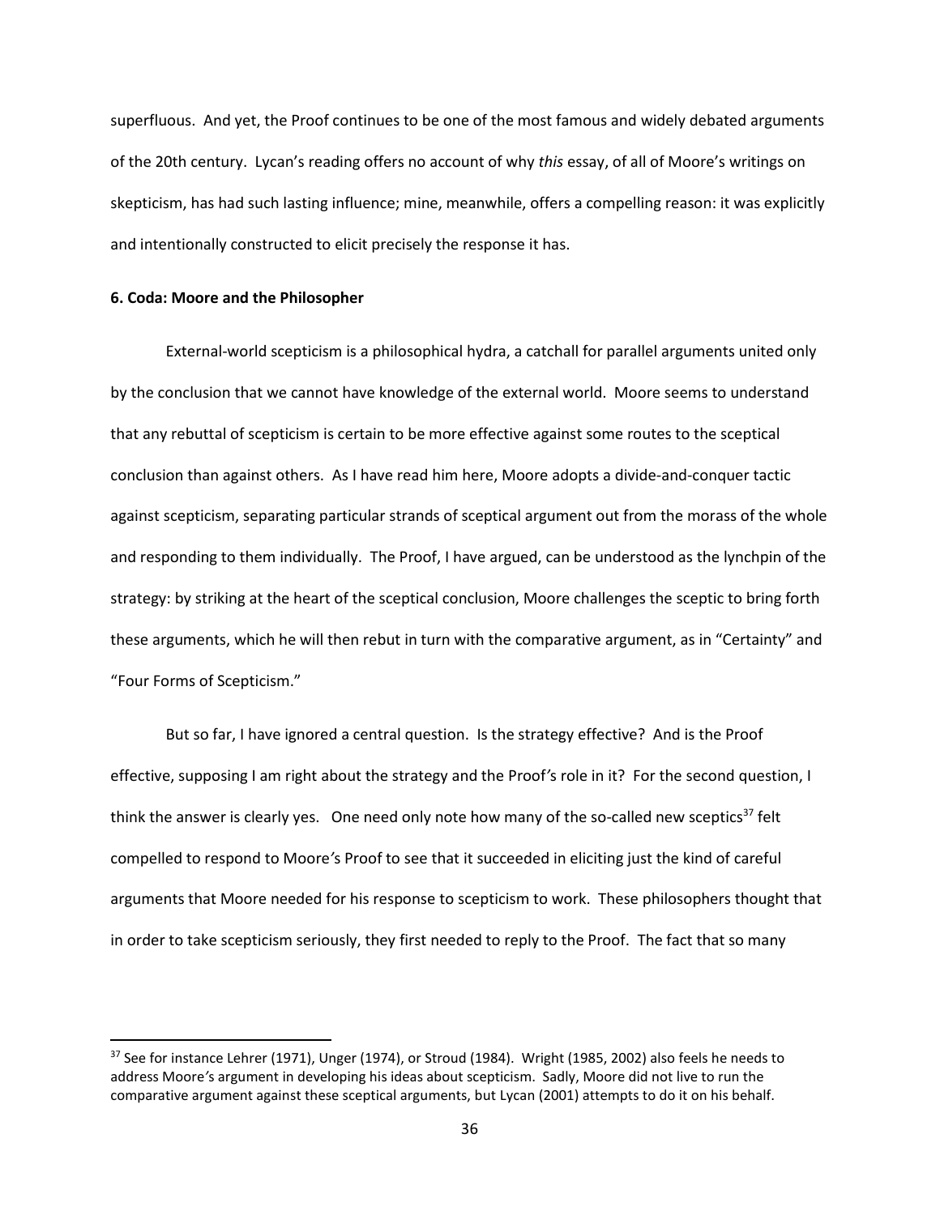superfluous. And yet, the Proof continues to be one of the most famous and widely debated arguments of the 20th century. Lycan's reading offers no account of why *this* essay, of all of Moore's writings on skepticism, has had such lasting influence; mine, meanwhile, offers a compelling reason: it was explicitly and intentionally constructed to elicit precisely the response it has.

### 6. Coda: Moore and the Philosopher

External-world scepticism is a philosophical hydra, a catchall for parallel arguments united only by the conclusion that we cannot have knowledge of the external world. Moore seems to understand that any rebuttal of scepticism is certain to be more effective against some routes to the sceptical conclusion than against others. As I have read him here, Moore adopts a divide-and-conquer tactic against scepticism, separating particular strands of sceptical argument out from the morass of the whole and responding to them individually. The Proof, I have argued, can be understood as the lynchpin of the strategy: by striking at the heart of the sceptical conclusion, Moore challenges the sceptic to bring forth these arguments, which he will then rebut in turn with the comparative argument, as in "Certainty" and "Four Forms of Scepticism."

But so far, I have ignored a central question. Is the strategy effective? And is the Proof effective, supposing I am right about the strategy and the Proof's role in it? For the second question, I think the answer is clearly yes. One need only note how many of the so-called new sceptics[37] felt compelled to respond to Moore's Proof to see that it succeeded in eliciting just the kind of careful arguments that Moore needed for his response to scepticism to work. These philosophers thought that in order to take scepticism seriously, they first needed to reply to the Proof. The fact that so many

[37] See for instance Lehrer (1971), Unger (1974), or Stroud (1984). Wright (1985, 2002) also feels he needs to address Moore's argument in developing his ideas about scepticism. Sadly, Moore did not live to run the comparative argument against these sceptical arguments, but Lycan (2001) attempts to do it on his behalf.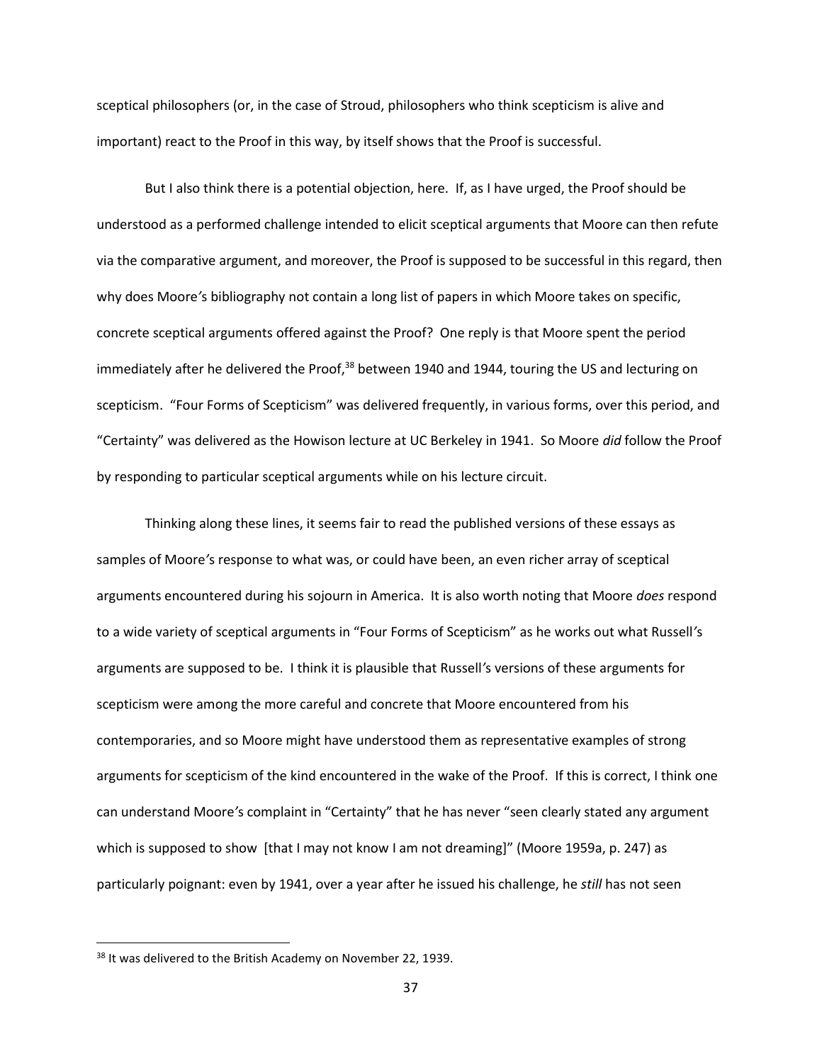sceptical philosophers (or, in the case of Stroud, philosophers who think scepticism is alive and important) react to the Proof in this way, by itself shows that the Proof is successful.

But I also think there is a potential objection, here. If, as I have urged, the Proof should be understood as a performed challenge intended to elicit sceptical arguments that Moore can then refute via the comparative argument, and moreover, the Proof is supposed to be successful in this regard, then why does Moore's bibliography not contain a long list of papers in which Moore takes on specific, concrete sceptical arguments offered against the Proof? One reply is that Moore spent the period immediately after he delivered the Proof,[38] between 1940 and 1944, touring the US and lecturing on scepticism. "Four Forms of Scepticism" was delivered frequently, in various forms, over this period, and "Certainty" was delivered as the Howison lecture at UC Berkeley in 1941. So Moore *did* follow the Proof by responding to particular sceptical arguments while on his lecture circuit.

Thinking along these lines, it seems fair to read the published versions of these essays as samples of Moore's response to what was, or could have been, an even richer array of sceptical arguments encountered during his sojourn in America. It is also worth noting that Moore *does* respond to a wide variety of sceptical arguments in "Four Forms of Scepticism" as he works out what Russell's arguments are supposed to be. I think it is plausible that Russell's versions of these arguments for scepticism were among the more careful and concrete that Moore encountered from his contemporaries, and so Moore might have understood them as representative examples of strong arguments for scepticism of the kind encountered in the wake of the Proof. If this is correct, I think one can understand Moore's complaint in "Certainty" that he has never "seen clearly stated any argument which is supposed to show [that I may not know I am not dreaming]" (Moore 1959a, p. 247) as particularly poignant: even by 1941, over a year after he issued his challenge, he *still* has not seen

[38] It was delivered to the British Academy on November 22, 1939.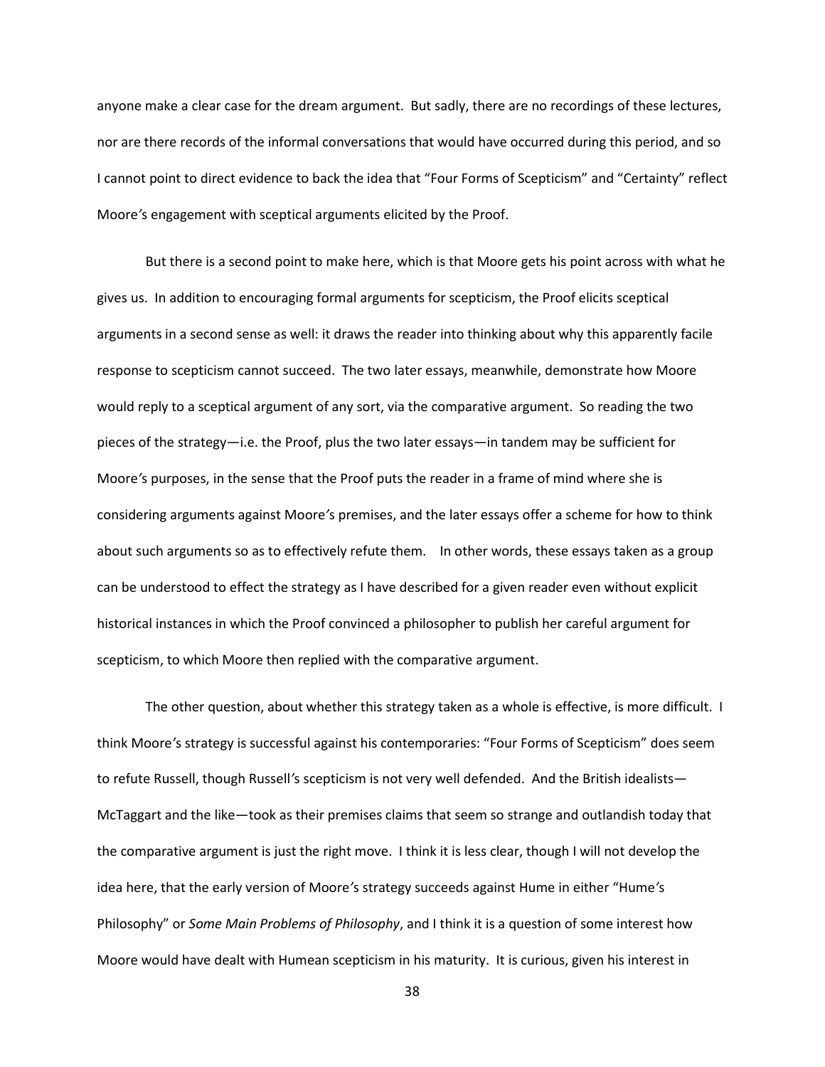anyone make a clear case for the dream argument. But sadly, there are no recordings of these lectures, nor are there records of the informal conversations that would have occurred during this period, and so I cannot point to direct evidence to back the idea that "Four Forms of Scepticism" and "Certainty" reflect Moore's engagement with sceptical arguments elicited by the Proof.

But there is a second point to make here, which is that Moore gets his point across with what he gives us. In addition to encouraging formal arguments for scepticism, the Proof elicits sceptical arguments in a second sense as well: it draws the reader into thinking about why this apparently facile response to scepticism cannot succeed. The two later essays, meanwhile, demonstrate how Moore would reply to a sceptical argument of any sort, via the comparative argument. So reading the two pieces of the strategy—i.e. the Proof, plus the two later essays—in tandem may be sufficient for Moore's purposes, in the sense that the Proof puts the reader in a frame of mind where she is considering arguments against Moore's premises, and the later essays offer a scheme for how to think about such arguments so as to effectively refute them. In other words, these essays taken as a group can be understood to effect the strategy as I have described for a given reader even without explicit historical instances in which the Proof convinced a philosopher to publish her careful argument for scepticism, to which Moore then replied with the comparative argument.

The other question, about whether this strategy taken as a whole is effective, is more difficult. I think Moore's strategy is successful against his contemporaries: "Four Forms of Scepticism" does seem to refute Russell, though Russell's scepticism is not very well defended. And the British idealists—McTaggart and the like—took as their premises claims that seem so strange and outlandish today that the comparative argument is just the right move. I think it is less clear, though I will not develop the idea here, that the early version of Moore's strategy succeeds against Hume in either "Hume's Philosophy" or *Some Main Problems of Philosophy*, and I think it is a question of some interest how Moore would have dealt with Humean scepticism in his maturity. It is curious, given his interest in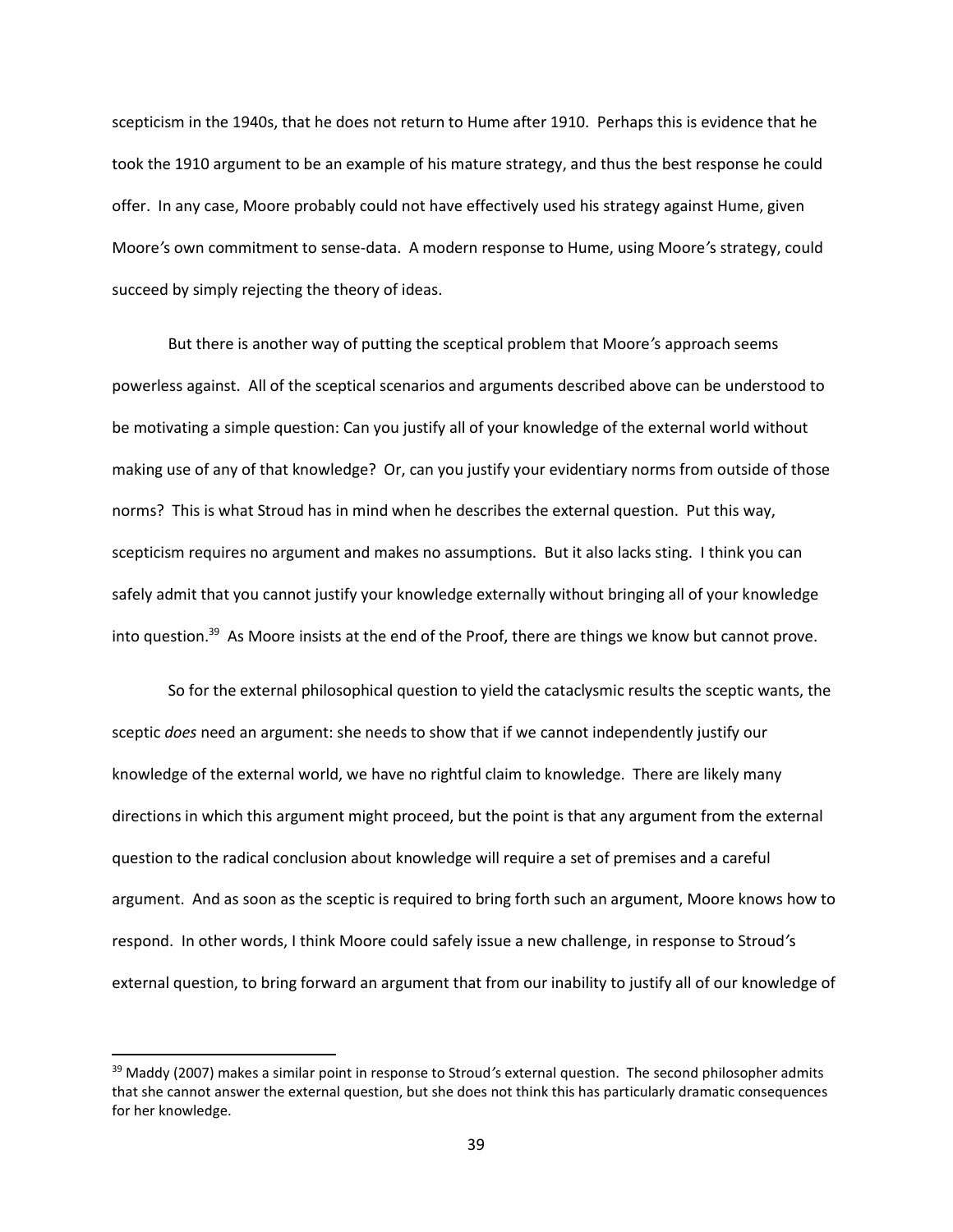scepticism in the 1940s, that he does not return to Hume after 1910. Perhaps this is evidence that he took the 1910 argument to be an example of his mature strategy, and thus the best response he could offer. In any case, Moore probably could not have effectively used his strategy against Hume, given Moore′s own commitment to sense-data. A modern response to Hume, using Moore′s strategy, could succeed by simply rejecting the theory of ideas.

But there is another way of putting the sceptical problem that Moore′s approach seems powerless against. All of the sceptical scenarios and arguments described above can be understood to be motivating a simple question: Can you justify all of your knowledge of the external world without making use of any of that knowledge? Or, can you justify your evidentiary norms from outside of those norms? This is what Stroud has in mind when he describes the external question. Put this way, scepticism requires no argument and makes no assumptions. But it also lacks sting. I think you can safely admit that you cannot justify your knowledge externally without bringing all of your knowledge into question.[39] As Moore insists at the end of the Proof, there are things we know but cannot prove.

So for the external philosophical question to yield the cataclysmic results the sceptic wants, the sceptic *does* need an argument: she needs to show that if we cannot independently justify our knowledge of the external world, we have no rightful claim to knowledge. There are likely many directions in which this argument might proceed, but the point is that any argument from the external question to the radical conclusion about knowledge will require a set of premises and a careful argument. And as soon as the sceptic is required to bring forth such an argument, Moore knows how to respond. In other words, I think Moore could safely issue a new challenge, in response to Stroud′s external question, to bring forward an argument that from our inability to justify all of our knowledge of

[39] Maddy (2007) makes a similar point in response to Stroud′s external question. The second philosopher admits that she cannot answer the external question, but she does not think this has particularly dramatic consequences for her knowledge.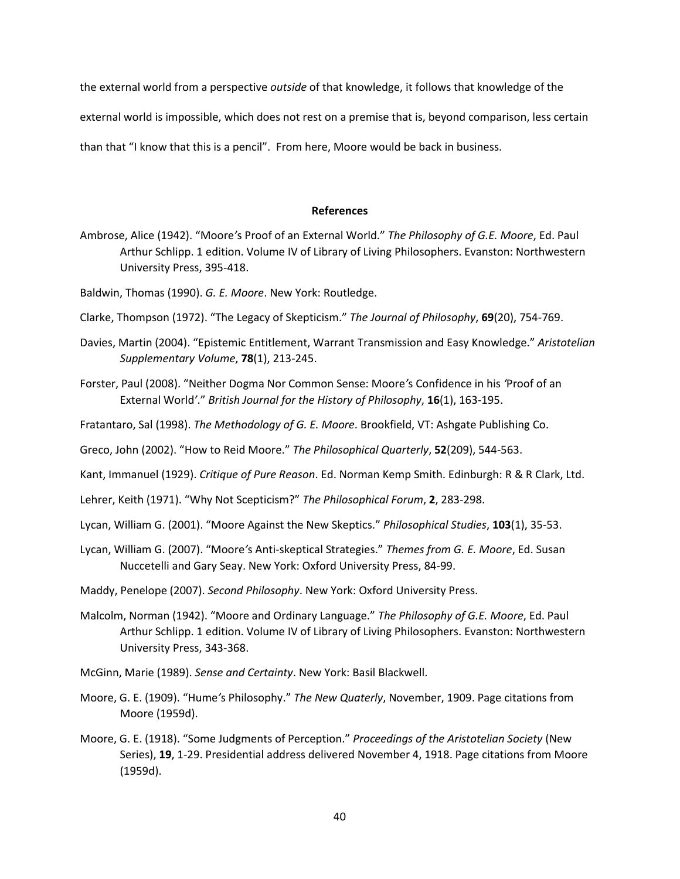the external world from a perspective *outside* of that knowledge, it follows that knowledge of the external world is impossible, which does not rest on a premise that is, beyond comparison, less certain than that "I know that this is a pencil". From here, Moore would be back in business.

## References

Ambrose, Alice (1942). "Moore's Proof of an External World." *The Philosophy of G.E. Moore*, Ed. Paul Arthur Schlipp. 1 edition. Volume IV of Library of Living Philosophers. Evanston: Northwestern University Press, 395-418.

Baldwin, Thomas (1990). *G. E. Moore*. New York: Routledge.

Clarke, Thompson (1972). "The Legacy of Skepticism." *The Journal of Philosophy*, **69**(20), 754-769.

Davies, Martin (2004). "Epistemic Entitlement, Warrant Transmission and Easy Knowledge." *Aristotelian Supplementary Volume*, **78**(1), 213-245.

Forster, Paul (2008). "Neither Dogma Nor Common Sense: Moore's Confidence in his 'Proof of an External World'." *British Journal for the History of Philosophy*, **16**(1), 163-195.

Fratantaro, Sal (1998). *The Methodology of G. E. Moore*. Brookfield, VT: Ashgate Publishing Co.

Greco, John (2002). "How to Reid Moore." *The Philosophical Quarterly*, **52**(209), 544-563.

Kant, Immanuel (1929). *Critique of Pure Reason*. Ed. Norman Kemp Smith. Edinburgh: R & R Clark, Ltd.

Lehrer, Keith (1971). "Why Not Scepticism?" *The Philosophical Forum*, **2**, 283-298.

Lycan, William G. (2001). "Moore Against the New Skeptics." *Philosophical Studies*, **103**(1), 35-53.

Lycan, William G. (2007). "Moore's Anti-skeptical Strategies." *Themes from G. E. Moore*, Ed. Susan Nuccetelli and Gary Seay. New York: Oxford University Press, 84-99.

Maddy, Penelope (2007). *Second Philosophy*. New York: Oxford University Press.

Malcolm, Norman (1942). "Moore and Ordinary Language." *The Philosophy of G.E. Moore*, Ed. Paul Arthur Schlipp. 1 edition. Volume IV of Library of Living Philosophers. Evanston: Northwestern University Press, 343-368.

McGinn, Marie (1989). *Sense and Certainty*. New York: Basil Blackwell.

Moore, G. E. (1909). "Hume's Philosophy." *The New Quaterly*, November, 1909. Page citations from Moore (1959d).

Moore, G. E. (1918). "Some Judgments of Perception." *Proceedings of the Aristotelian Society* (New Series), **19**, 1-29. Presidential address delivered November 4, 1918. Page citations from Moore (1959d).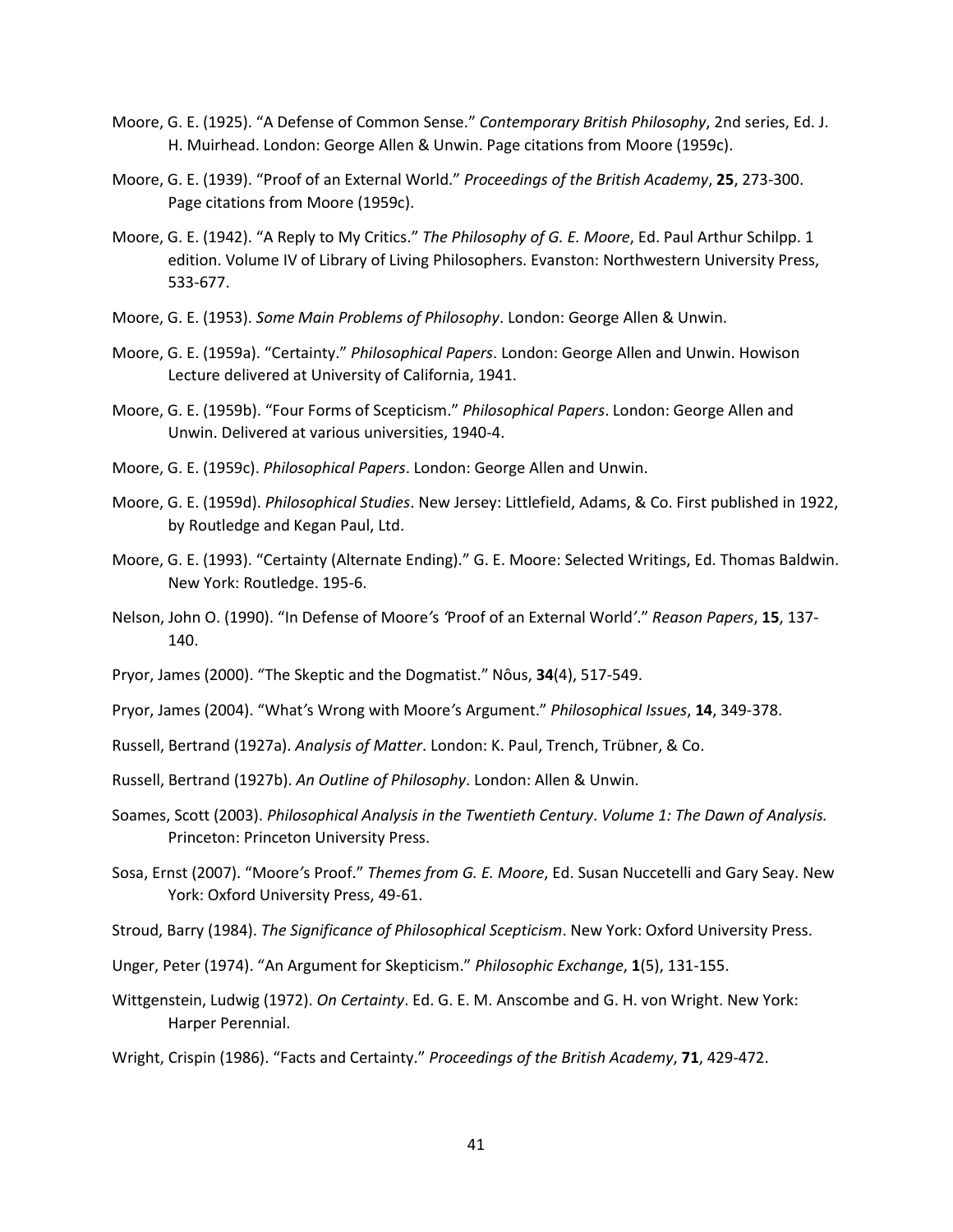Moore, G. E. (1925). “A Defense of Common Sense.” *Contemporary British Philosophy*, 2nd series, Ed. J. H. Muirhead. London: George Allen & Unwin. Page citations from Moore (1959c).

Moore, G. E. (1939). “Proof of an External World.” *Proceedings of the British Academy*, **25**, 273-300. Page citations from Moore (1959c).

Moore, G. E. (1942). “A Reply to My Critics.” *The Philosophy of G. E. Moore*, Ed. Paul Arthur Schilpp. 1 edition. Volume IV of Library of Living Philosophers. Evanston: Northwestern University Press, 533-677.

Moore, G. E. (1953). *Some Main Problems of Philosophy*. London: George Allen & Unwin.

Moore, G. E. (1959a). “Certainty.” *Philosophical Papers*. London: George Allen and Unwin. Howison Lecture delivered at University of California, 1941.

Moore, G. E. (1959b). “Four Forms of Scepticism.” *Philosophical Papers*. London: George Allen and Unwin. Delivered at various universities, 1940-4.

Moore, G. E. (1959c). *Philosophical Papers*. London: George Allen and Unwin.

Moore, G. E. (1959d). *Philosophical Studies*. New Jersey: Littlefield, Adams, & Co. First published in 1922, by Routledge and Kegan Paul, Ltd.

Moore, G. E. (1993). “Certainty (Alternate Ending).” G. E. Moore: Selected Writings, Ed. Thomas Baldwin. New York: Routledge. 195-6.

Nelson, John O. (1990). “In Defense of Moore’s ‘Proof of an External World’.” *Reason Papers*, **15**, 137-140.

Pryor, James (2000). “The Skeptic and the Dogmatist.” Noûs, **34**(4), 517-549.

Pryor, James (2004). “What’s Wrong with Moore’s Argument.” *Philosophical Issues*, **14**, 349-378.

Russell, Bertrand (1927a). *Analysis of Matter*. London: K. Paul, Trench, Trübner, & Co.

Russell, Bertrand (1927b). *An Outline of Philosophy*. London: Allen & Unwin.

Soames, Scott (2003). *Philosophical Analysis in the Twentieth Century*. *Volume 1: The Dawn of Analysis.* Princeton: Princeton University Press.

Sosa, Ernst (2007). “Moore’s Proof.” *Themes from G. E. Moore*, Ed. Susan Nuccetelli and Gary Seay. New York: Oxford University Press, 49-61.

Stroud, Barry (1984). *The Significance of Philosophical Scepticism*. New York: Oxford University Press.

Unger, Peter (1974). “An Argument for Skepticism.” *Philosophic Exchange*, **1**(5), 131-155.

Wittgenstein, Ludwig (1972). *On Certainty*. Ed. G. E. M. Anscombe and G. H. von Wright. New York: Harper Perennial.

Wright, Crispin (1986). “Facts and Certainty.” *Proceedings of the British Academy*, **71**, 429-472.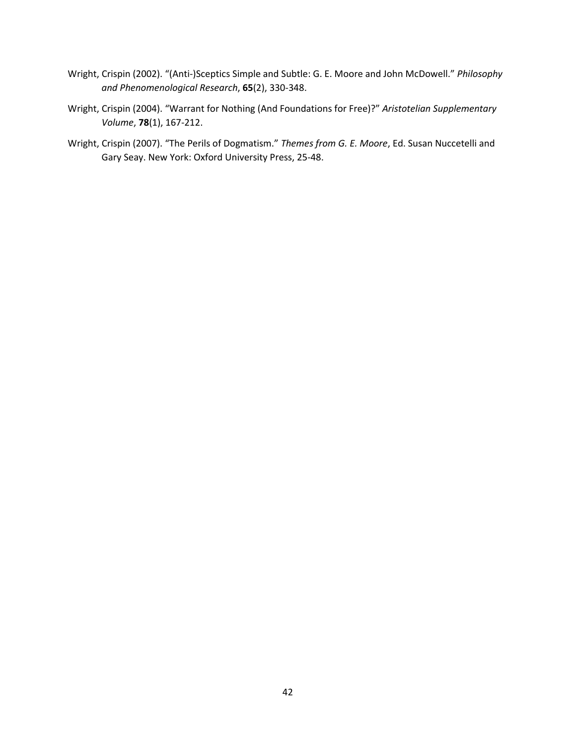Wright, Crispin (2002). "(Anti-)Sceptics Simple and Subtle: G. E. Moore and John McDowell." *Philosophy and Phenomenological Research*, **65**(2), 330-348.

Wright, Crispin (2004). "Warrant for Nothing (And Foundations for Free)?" *Aristotelian Supplementary Volume*, **78**(1), 167-212.

Wright, Crispin (2007). "The Perils of Dogmatism." *Themes from G. E. Moore*, Ed. Susan Nuccetelli and Gary Seay. New York: Oxford University Press, 25-48.